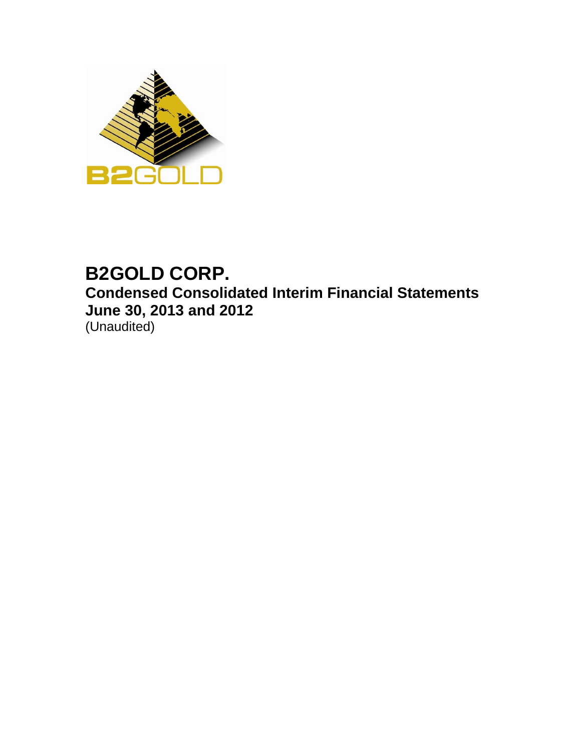# B2GOLD CORP.

## Condensed Consolidated Interim Financial Statements

## June 30, 2013 and 2012

(Unaudited)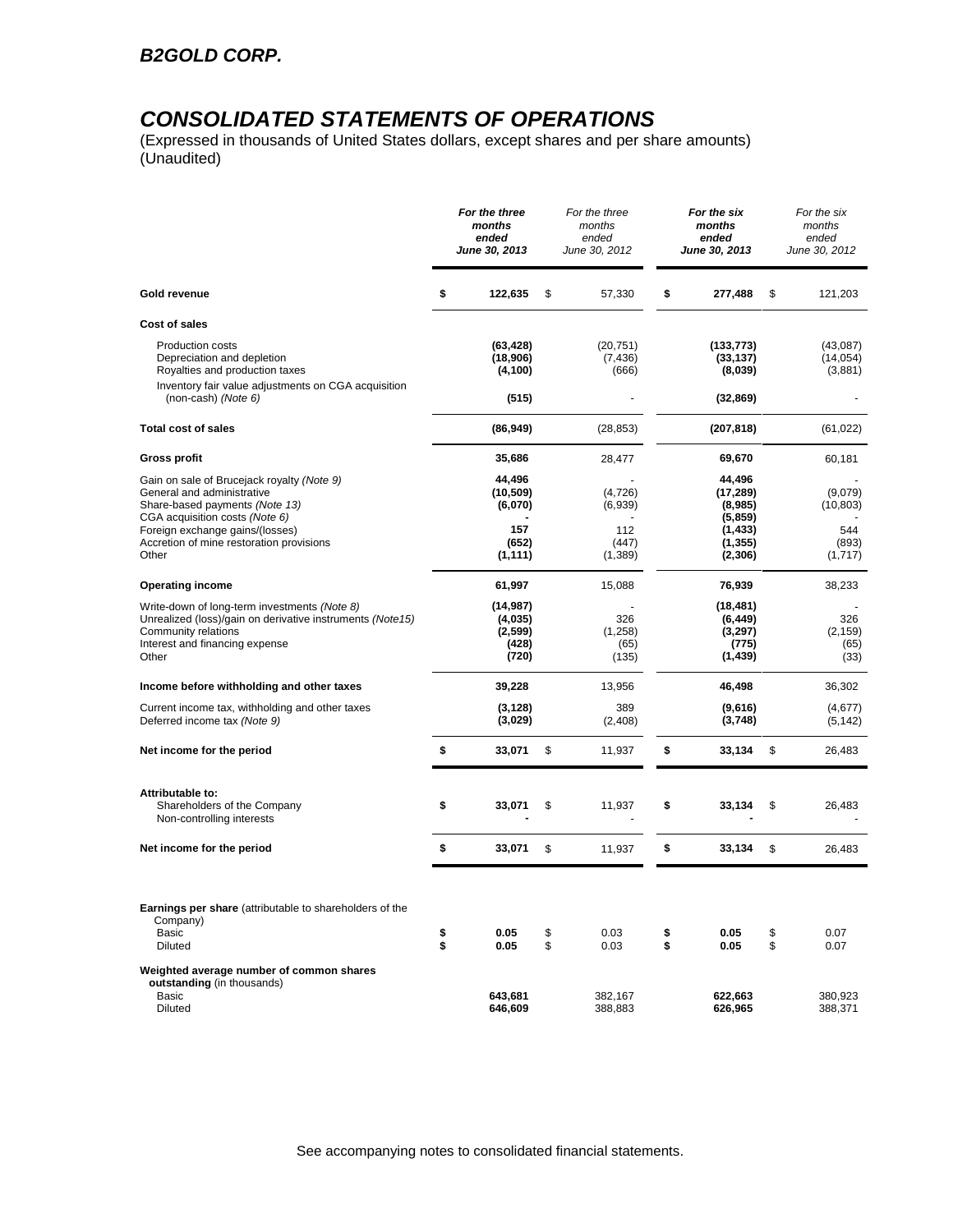## B2GOLD CORP.

# CONSOLIDATED STATEMENTS OF OPERATIONS

(Expressed in thousands of United States dollars, except shares and per share amounts)
(Unaudited)

| | For the three months ended June 30, 2013 | For the three months ended June 30, 2012 | For the six months ended June 30, 2013 | For the six months ended June 30, 2012 |
|---|---|---|---|---|
| **Gold revenue** | $ 122,635 | $ 57,330 | $ 277,488 | $ 121,203 |
| **Cost of sales** | | | | |
| Production costs | (63,428) | (20,751) | (133,773) | (43,087) |
| Depreciation and depletion | (18,906) | (7,436) | (33,137) | (14,054) |
| Royalties and production taxes | (4,100) | (666) | (8,039) | (3,881) |
| Inventory fair value adjustments on CGA acquisition (non-cash) *(Note 6)* | (515) | - | (32,869) | - |
| **Total cost of sales** | (86,949) | (28,853) | (207,818) | (61,022) |
| **Gross profit** | 35,686 | 28,477 | 69,670 | 60,181 |
| Gain on sale of Brucejack royalty *(Note 9)* | 44,496 | - | 44,496 | - |
| General and administrative | (10,509) | (4,726) | (17,289) | (9,079) |
| Share-based payments *(Note 13)* | (6,070) | (6,939) | (8,985) | (10,803) |
| CGA acquisition costs *(Note 6)* | - | - | (5,859) | - |
| Foreign exchange gains/(losses) | 157 | 112 | (1,433) | 544 |
| Accretion of mine restoration provisions | (652) | (447) | (1,355) | (893) |
| Other | (1,111) | (1,389) | (2,306) | (1,717) |
| **Operating income** | 61,997 | 15,088 | 76,939 | 38,233 |
| Write-down of long-term investments *(Note 8)* | (14,987) | - | (18,481) | - |
| Unrealized (loss)/gain on derivative instruments *(Note15)* | (4,035) | 326 | (6,449) | 326 |
| Community relations | (2,599) | (1,258) | (3,297) | (2,159) |
| Interest and financing expense | (428) | (65) | (775) | (65) |
| Other | (720) | (135) | (1,439) | (33) |
| **Income before withholding and other taxes** | 39,228 | 13,956 | 46,498 | 36,302 |
| Current income tax, withholding and other taxes | (3,128) | 389 | (9,616) | (4,677) |
| Deferred income tax *(Note 9)* | (3,029) | (2,408) | (3,748) | (5,142) |
| **Net income for the period** | $ 33,071 | $ 11,937 | $ 33,134 | $ 26,483 |
| **Attributable to:** | | | | |
| Shareholders of the Company | $ 33,071 | $ 11,937 | $ 33,134 | $ 26,483 |
| Non-controlling interests | - | - | - | - |
| **Net income for the period** | $ 33,071 | $ 11,937 | $ 33,134 | $ 26,483 |
| **Earnings per share** (attributable to shareholders of the Company) | | | | |
| Basic | $ 0.05 | $ 0.03 | $ 0.05 | $ 0.07 |
| Diluted | $ 0.05 | $ 0.03 | $ 0.05 | $ 0.07 |
| **Weighted average number of common shares outstanding** (in thousands) | | | | |
| Basic | 643,681 | 382,167 | 622,663 | 380,923 |
| Diluted | 646,609 | 388,883 | 626,965 | 388,371 |

See accompanying notes to consolidated financial statements.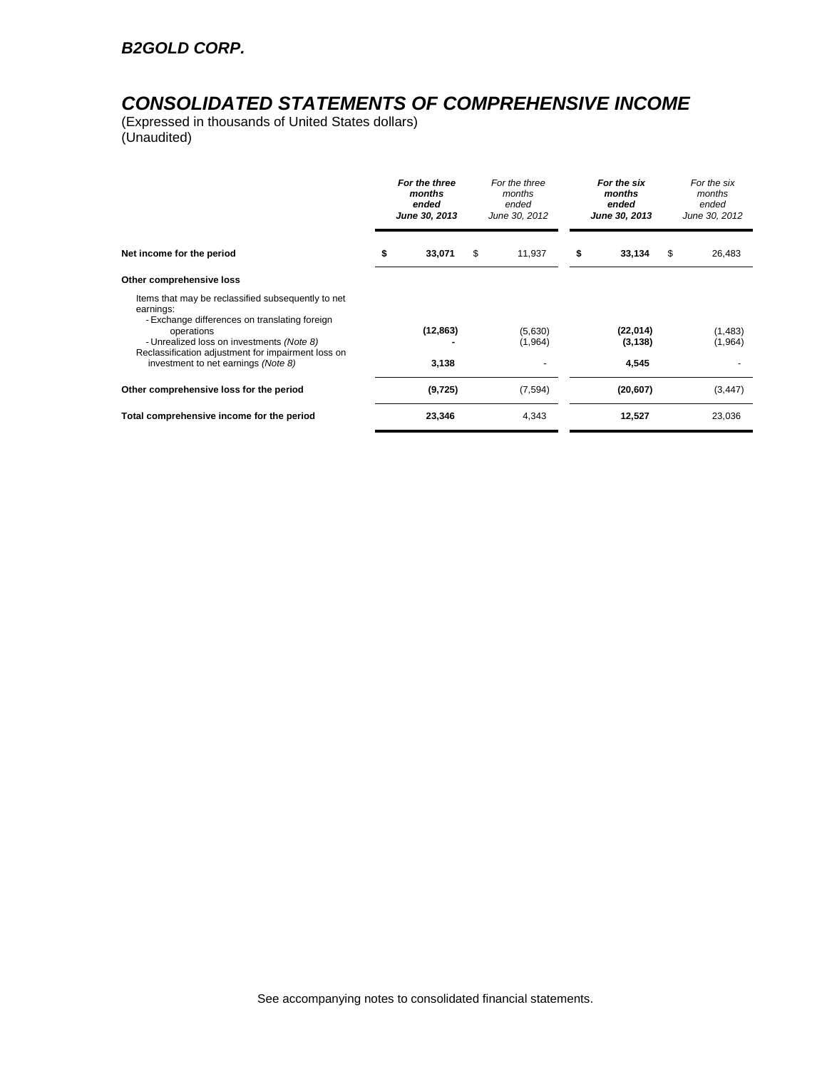## B2GOLD CORP.

# CONSOLIDATED STATEMENTS OF COMPREHENSIVE INCOME

(Expressed in thousands of United States dollars)
(Unaudited)

| | ***For the three months ended June 30, 2013*** | *For the three months ended June 30, 2012* | ***For the six months ended June 30, 2013*** | *For the six months ended June 30, 2012* |
|---|---|---|---|---|
| **Net income for the period** | **$ 33,071** | $ 11,937 | **$ 33,134** | $ 26,483 |
| **Other comprehensive loss** | | | | |
| Items that may be reclassified subsequently to net earnings: | | | | |
| - Exchange differences on translating foreign operations | **(12,863)** | (5,630) | **(22,014)** | (1,483) |
| - Unrealized loss on investments *(Note 8)* | **-** | (1,964) | **(3,138)** | (1,964) |
| Reclassification adjustment for impairment loss on investment to net earnings *(Note 8)* | **3,138** | - | **4,545** | - |
| **Other comprehensive loss for the period** | **(9,725)** | (7,594) | **(20,607)** | (3,447) |
| **Total comprehensive income for the period** | **23,346** | 4,343 | **12,527** | 23,036 |

See accompanying notes to consolidated financial statements.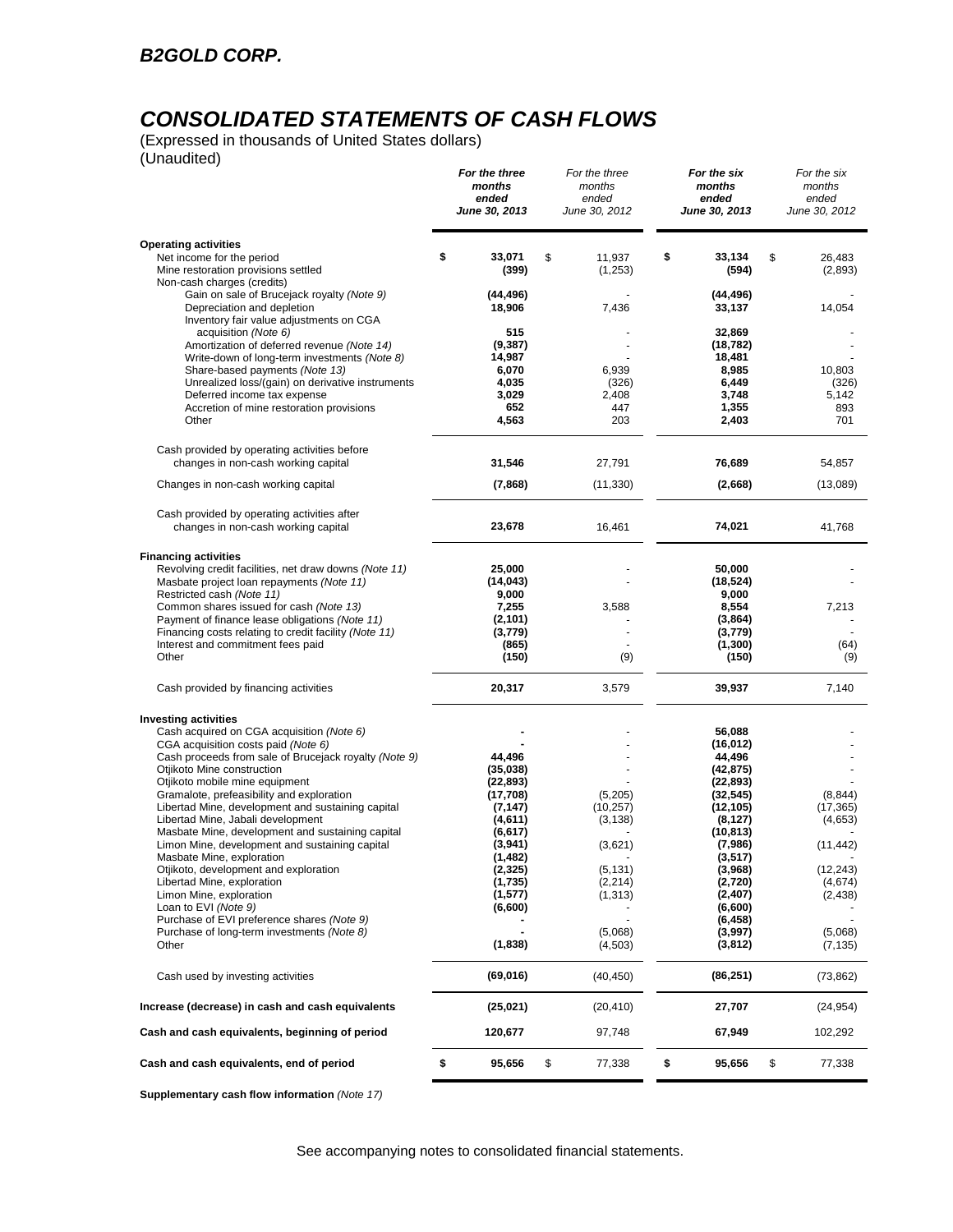## B2GOLD CORP.

# CONSOLIDATED STATEMENTS OF CASH FLOWS

(Expressed in thousands of United States dollars)
(Unaudited)

| | ***For the three months ended June 30, 2013*** | *For the three months ended June 30, 2012* | ***For the six months ended June 30, 2013*** | *For the six months ended June 30, 2012* |
|---|---|---|---|---|
| **Operating activities** | | | | |
| Net income for the period | **$ 33,071** | $ 11,937 | **$ 33,134** | $ 26,483 |
| Mine restoration provisions settled | **(399)** | (1,253) | **(594)** | (2,893) |
| Non-cash charges (credits) | | | | |
| Gain on sale of Brucejack royalty *(Note 9)* | **(44,496)** | - | **(44,496)** | - |
| Depreciation and depletion | **18,906** | 7,436 | **33,137** | 14,054 |
| Inventory fair value adjustments on CGA acquisition *(Note 6)* | **515** | - | **32,869** | - |
| Amortization of deferred revenue *(Note 14)* | **(9,387)** | - | **(18,782)** | - |
| Write-down of long-term investments *(Note 8)* | **14,987** | - | **18,481** | - |
| Share-based payments *(Note 13)* | **6,070** | 6,939 | **8,985** | 10,803 |
| Unrealized loss/(gain) on derivative instruments | **4,035** | (326) | **6,449** | (326) |
| Deferred income tax expense | **3,029** | 2,408 | **3,748** | 5,142 |
| Accretion of mine restoration provisions | **652** | 447 | **1,355** | 893 |
| Other | **4,563** | 203 | **2,403** | 701 |
| Cash provided by operating activities before changes in non-cash working capital | **31,546** | 27,791 | **76,689** | 54,857 |
| Changes in non-cash working capital | **(7,868)** | (11,330) | **(2,668)** | (13,089) |
| Cash provided by operating activities after changes in non-cash working capital | **23,678** | 16,461 | **74,021** | 41,768 |
| **Financing activities** | | | | |
| Revolving credit facilities, net draw downs *(Note 11)* | **25,000** | - | **50,000** | - |
| Masbate project loan repayments *(Note 11)* | **(14,043)** | - | **(18,524)** | - |
| Restricted cash *(Note 11)* | **9,000** | | **9,000** | |
| Common shares issued for cash *(Note 13)* | **7,255** | 3,588 | **8,554** | 7,213 |
| Payment of finance lease obligations *(Note 11)* | **(2,101)** | - | **(3,864)** | - |
| Financing costs relating to credit facility *(Note 11)* | **(3,779)** | - | **(3,779)** | - |
| Interest and commitment fees paid | **(865)** | - | **(1,300)** | (64) |
| Other | **(150)** | (9) | **(150)** | (9) |
| Cash provided by financing activities | **20,317** | 3,579 | **39,937** | 7,140 |
| **Investing activities** | | | | |
| Cash acquired on CGA acquisition *(Note 6)* | **-** | - | **56,088** | - |
| CGA acquisition costs paid *(Note 6)* | **-** | - | **(16,012)** | - |
| Cash proceeds from sale of Brucejack royalty *(Note 9)* | **44,496** | - | **44,496** | - |
| Otjikoto Mine construction | **(35,038)** | - | **(42,875)** | - |
| Otjikoto mobile mine equipment | **(22,893)** | - | **(22,893)** | - |
| Gramalote, prefeasibility and exploration | **(17,708)** | (5,205) | **(32,545)** | (8,844) |
| Libertad Mine, development and sustaining capital | **(7,147)** | (10,257) | **(12,105)** | (17,365) |
| Libertad Mine, Jabali development | **(4,611)** | (3,138) | **(8,127)** | (4,653) |
| Masbate Mine, development and sustaining capital | **(6,617)** | - | **(10,813)** | - |
| Limon Mine, development and sustaining capital | **(3,941)** | (3,621) | **(7,986)** | (11,442) |
| Masbate Mine, exploration | **(1,482)** | - | **(3,517)** | - |
| Otjikoto, development and exploration | **(2,325)** | (5,131) | **(3,968)** | (12,243) |
| Libertad Mine, exploration | **(1,735)** | (2,214) | **(2,720)** | (4,674) |
| Limon Mine, exploration | **(1,577)** | (1,313) | **(2,407)** | (2,438) |
| Loan to EVI *(Note 9)* | **(6,600)** | - | **(6,600)** | - |
| Purchase of EVI preference shares *(Note 9)* | **-** | - | **(6,458)** | - |
| Purchase of long-term investments *(Note 8)* | **-** | (5,068) | **(3,997)** | (5,068) |
| Other | **(1,838)** | (4,503) | **(3,812)** | (7,135) |
| Cash used by investing activities | **(69,016)** | (40,450) | **(86,251)** | (73,862) |
| **Increase (decrease) in cash and cash equivalents** | **(25,021)** | (20,410) | **27,707** | (24,954) |
| **Cash and cash equivalents, beginning of period** | **120,677** | 97,748 | **67,949** | 102,292 |
| **Cash and cash equivalents, end of period** | **$ 95,656** | $ 77,338 | **$ 95,656** | $ 77,338 |

**Supplementary cash flow information** *(Note 17)*

See accompanying notes to consolidated financial statements.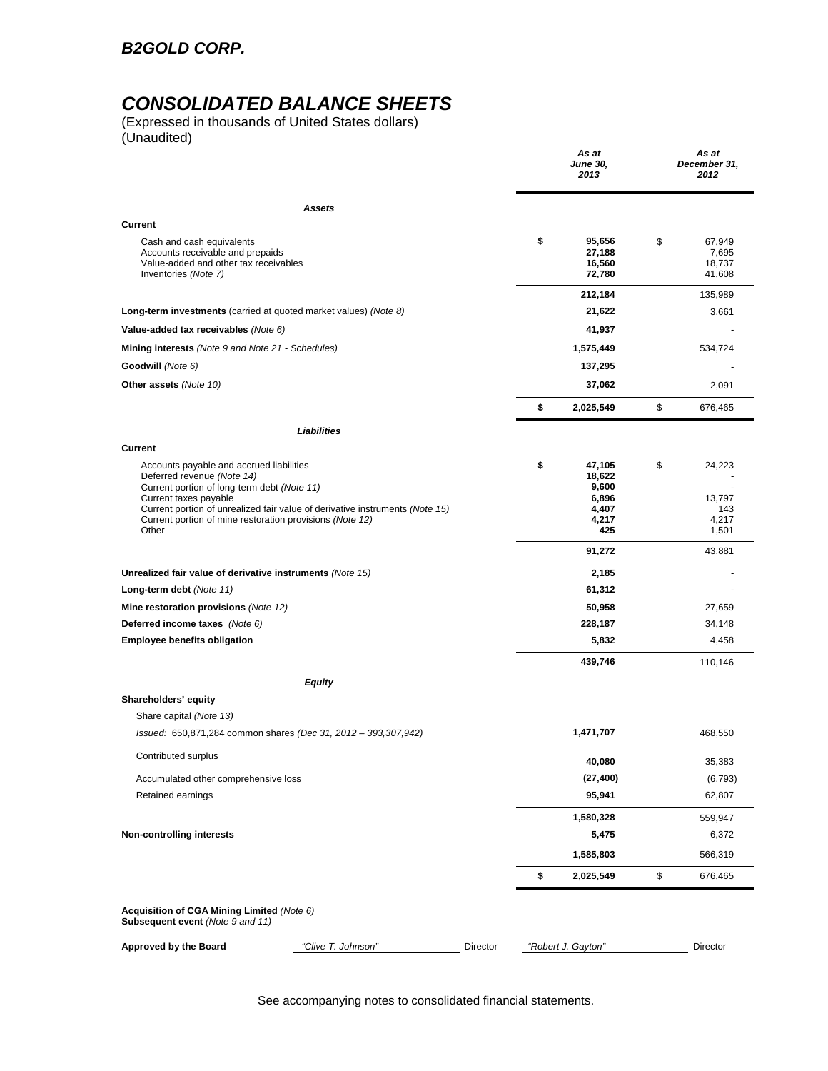# B2GOLD CORP.

# CONSOLIDATED BALANCE SHEETS

(Expressed in thousands of United States dollars)
(Unaudited)

| | As at June 30, 2013 | As at December 31, 2012 |
|---|---|---|
| ***Assets*** | | |
| **Current** | | |
| Cash and cash equivalents | **$ 95,656** | $ 67,949 |
| Accounts receivable and prepaids | **27,188** | 7,695 |
| Value-added and other tax receivables | **16,560** | 18,737 |
| Inventories *(Note 7)* | **72,780** | 41,608 |
| | **212,184** | 135,989 |
| **Long-term investments** (carried at quoted market values) *(Note 8)* | **21,622** | 3,661 |
| **Value-added tax receivables** *(Note 6)* | **41,937** | - |
| **Mining interests** *(Note 9 and Note 21 - Schedules)* | **1,575,449** | 534,724 |
| **Goodwill** *(Note 6)* | **137,295** | - |
| **Other assets** *(Note 10)* | **37,062** | 2,091 |
| | **$ 2,025,549** | $ 676,465 |
| ***Liabilities*** | | |
| **Current** | | |
| Accounts payable and accrued liabilities | **$ 47,105** | $ 24,223 |
| Deferred revenue *(Note 14)* | **18,622** | - |
| Current portion of long-term debt *(Note 11)* | **9,600** | - |
| Current taxes payable | **6,896** | 13,797 |
| Current portion of unrealized fair value of derivative instruments *(Note 15)* | **4,407** | 143 |
| Current portion of mine restoration provisions *(Note 12)* | **4,217** | 4,217 |
| Other | **425** | 1,501 |
| | **91,272** | 43,881 |
| **Unrealized fair value of derivative instruments** *(Note 15)* | **2,185** | - |
| **Long-term debt** *(Note 11)* | **61,312** | - |
| **Mine restoration provisions** *(Note 12)* | **50,958** | 27,659 |
| **Deferred income taxes** *(Note 6)* | **228,187** | 34,148 |
| **Employee benefits obligation** | **5,832** | 4,458 |
| | **439,746** | 110,146 |
| ***Equity*** | | |
| **Shareholders' equity** | | |
| Share capital *(Note 13)* | | |
| *Issued: 650,871,284 common shares (Dec 31, 2012 – 393,307,942)* | **1,471,707** | 468,550 |
| Contributed surplus | **40,080** | 35,383 |
| Accumulated other comprehensive loss | **(27,400)** | (6,793) |
| Retained earnings | **95,941** | 62,807 |
| | **1,580,328** | 559,947 |
| **Non-controlling interests** | **5,475** | 6,372 |
| | **1,585,803** | 566,319 |
| | **$ 2,025,549** | $ 676,465 |

**Acquisition of CGA Mining Limited** *(Note 6)*
**Subsequent event** *(Note 9 and 11)*

**Approved by the Board** *"Clive T. Johnson"* Director *"Robert J. Gayton"* Director

See accompanying notes to consolidated financial statements.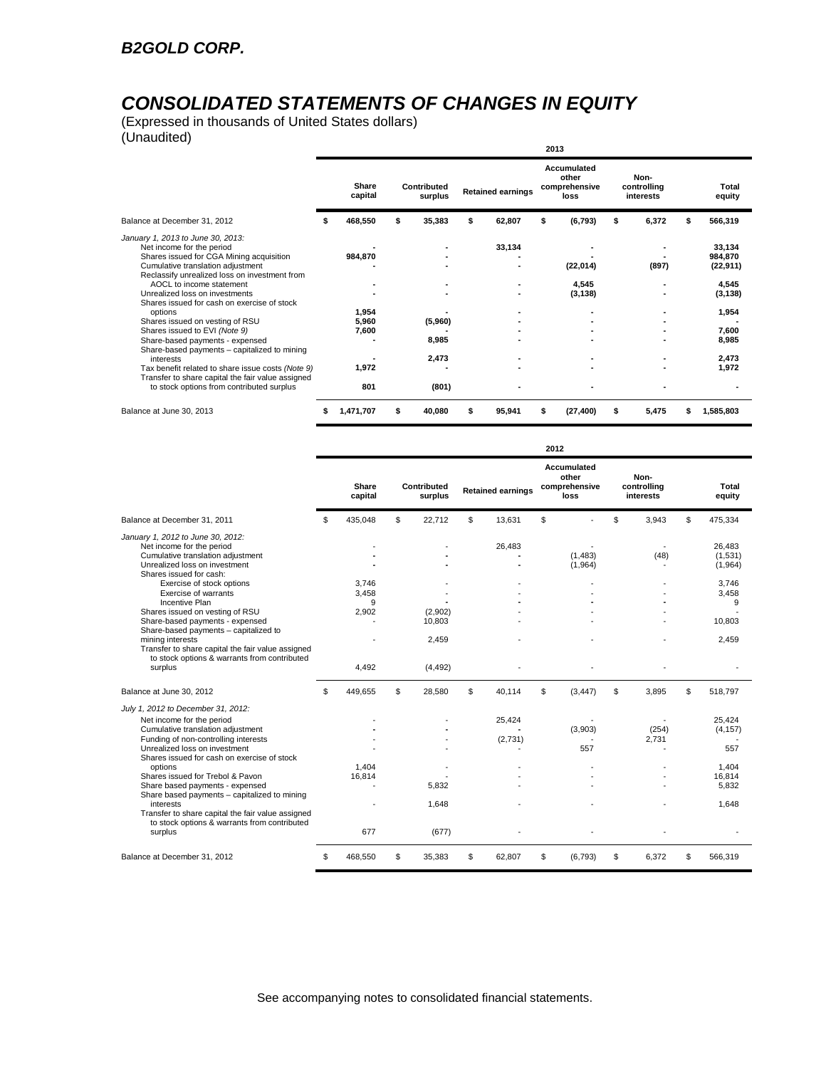## B2GOLD CORP.

# CONSOLIDATED STATEMENTS OF CHANGES IN EQUITY

(Expressed in thousands of United States dollars)
(Unaudited)

**2013**

| | Share capital | Contributed surplus | Retained earnings | Accumulated other comprehensive loss | Non-controlling interests | Total equity |
|---|---|---|---|---|---|---|
| Balance at December 31, 2012 | **$ 468,550** | **$ 35,383** | **$ 62,807** | **$ (6,793)** | **$ 6,372** | **$ 566,319** |
| *January 1, 2013 to June 30, 2013:* | | | | | | |
| Net income for the period | **-** | **-** | **33,134** | **-** | **-** | **33,134** |
| Shares issued for CGA Mining acquisition | **984,870** | **-** | **-** | **-** | **-** | **984,870** |
| Cumulative translation adjustment | **-** | **-** | **-** | **(22,014)** | **(897)** | **(22,911)** |
| Reclassify unrealized loss on investment from AOCL to income statement | **-** | **-** | **-** | **4,545** | **-** | **4,545** |
| Unrealized loss on investments | **-** | **-** | **-** | **(3,138)** | **-** | **(3,138)** |
| Shares issued for cash on exercise of stock options | **1,954** | **-** | **-** | **-** | **-** | **1,954** |
| Shares issued on vesting of RSU | **5,960** | **(5,960)** | **-** | **-** | **-** | **-** |
| Shares issued to EVI *(Note 9)* | **7,600** | **-** | **-** | **-** | **-** | **7,600** |
| Share-based payments - expensed | **-** | **8,985** | **-** | **-** | **-** | **8,985** |
| Share-based payments – capitalized to mining interests | **-** | **2,473** | **-** | **-** | **-** | **2,473** |
| Tax benefit related to share issue costs *(Note 9)* | **1,972** | **-** | **-** | **-** | **-** | **1,972** |
| Transfer to share capital the fair value assigned to stock options from contributed surplus | **801** | **(801)** | **-** | **-** | **-** | **-** |
| Balance at June 30, 2013 | **$ 1,471,707** | **$ 40,080** | **$ 95,941** | **$ (27,400)** | **$ 5,475** | **$ 1,585,803** |

**2012**

| | Share capital | Contributed surplus | Retained earnings | Accumulated other comprehensive loss | Non-controlling interests | Total equity |
|---|---|---|---|---|---|---|
| Balance at December 31, 2011 | $ 435,048 | $ 22,712 | $ 13,631 | $ - | $ 3,943 | $ 475,334 |
| *January 1, 2012 to June 30, 2012:* | | | | | | |
| Net income for the period | - | - | 26,483 | - | - | 26,483 |
| Cumulative translation adjustment | - | - | - | (1,483) | (48) | (1,531) |
| Unrealized loss on investment | - | - | - | (1,964) | - | (1,964) |
| Shares issued for cash: | | | | | | |
| Exercise of stock options | 3,746 | - | - | - | - | 3,746 |
| Exercise of warrants | 3,458 | - | - | - | - | 3,458 |
| Incentive Plan | 9 | - | - | - | - | 9 |
| Shares issued on vesting of RSU | 2,902 | (2,902) | - | - | - | - |
| Share-based payments - expensed | - | 10,803 | - | - | - | 10,803 |
| Share-based payments – capitalized to mining interests | - | 2,459 | - | - | - | 2,459 |
| Transfer to share capital the fair value assigned to stock options & warrants from contributed surplus | 4,492 | (4,492) | - | - | - | - |
| Balance at June 30, 2012 | $ 449,655 | $ 28,580 | $ 40,114 | $ (3,447) | $ 3,895 | $ 518,797 |
| *July 1, 2012 to December 31, 2012:* | | | | | | |
| Net income for the period | - | - | 25,424 | - | - | 25,424 |
| Cumulative translation adjustment | - | - | - | (3,903) | (254) | (4,157) |
| Funding of non-controlling interests | - | - | (2,731) | - | 2,731 | - |
| Unrealized loss on investment | - | - | - | 557 | - | 557 |
| Shares issued for cash on exercise of stock options | 1,404 | - | - | - | - | 1,404 |
| Shares issued for Trebol & Pavon | 16,814 | - | - | - | - | 16,814 |
| Share based payments - expensed | - | 5,832 | - | - | - | 5,832 |
| Share based payments – capitalized to mining interests | - | 1,648 | - | - | - | 1,648 |
| Transfer to share capital the fair value assigned to stock options & warrants from contributed surplus | 677 | (677) | - | - | - | - |
| Balance at December 31, 2012 | $ 468,550 | $ 35,383 | $ 62,807 | $ (6,793) | $ 6,372 | $ 566,319 |

See accompanying notes to consolidated financial statements.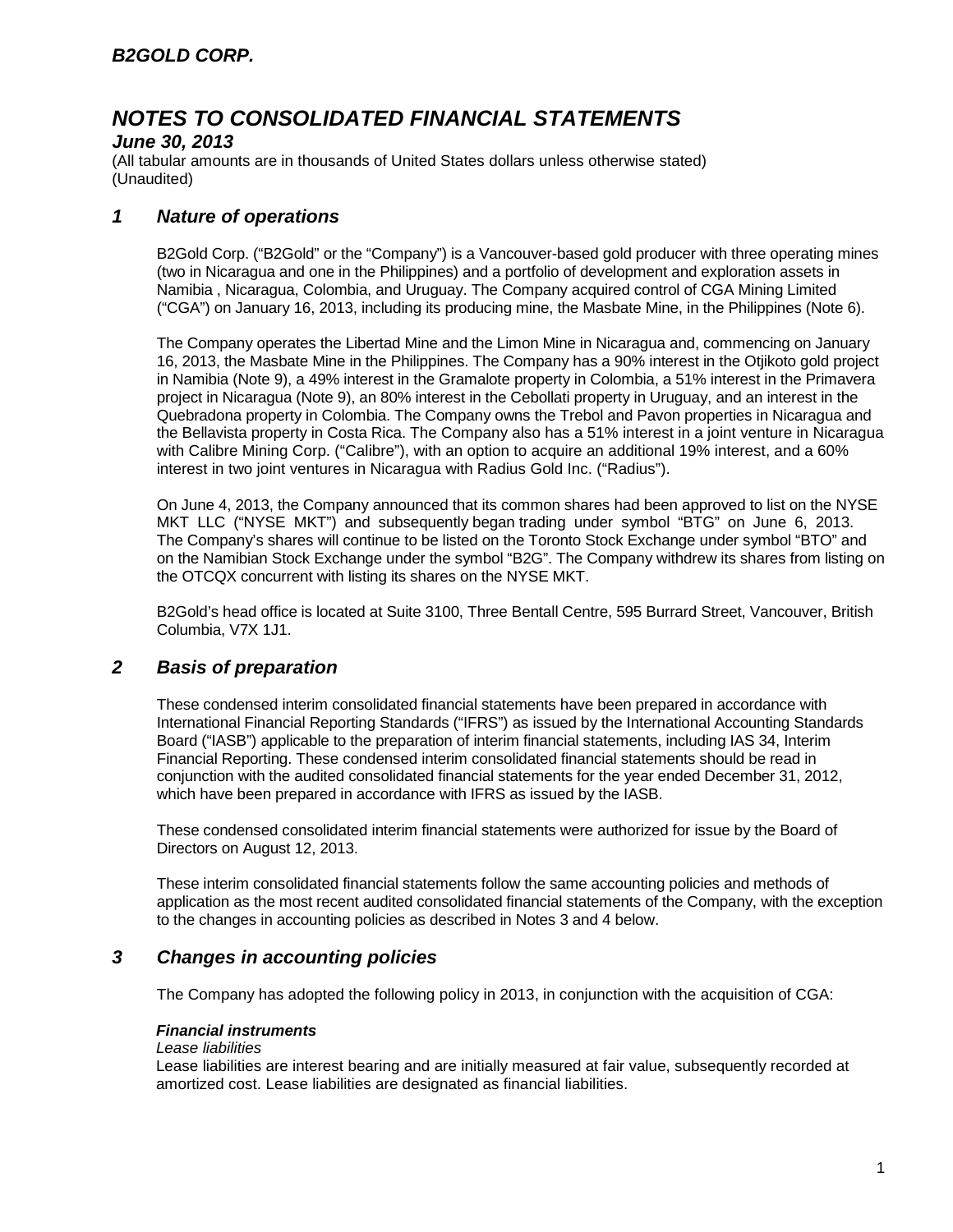# NOTES TO CONSOLIDATED FINANCIAL STATEMENTS

***June 30, 2013***

(All tabular amounts are in thousands of United States dollars unless otherwise stated)
(Unaudited)

## *1 Nature of operations*

B2Gold Corp. ("B2Gold" or the "Company") is a Vancouver-based gold producer with three operating mines (two in Nicaragua and one in the Philippines) and a portfolio of development and exploration assets in Namibia , Nicaragua, Colombia, and Uruguay. The Company acquired control of CGA Mining Limited ("CGA") on January 16, 2013, including its producing mine, the Masbate Mine, in the Philippines (Note 6).

The Company operates the Libertad Mine and the Limon Mine in Nicaragua and, commencing on January 16, 2013, the Masbate Mine in the Philippines. The Company has a 90% interest in the Otjikoto gold project in Namibia (Note 9), a 49% interest in the Gramalote property in Colombia, a 51% interest in the Primavera project in Nicaragua (Note 9), an 80% interest in the Cebollati property in Uruguay, and an interest in the Quebradona property in Colombia. The Company owns the Trebol and Pavon properties in Nicaragua and the Bellavista property in Costa Rica. The Company also has a 51% interest in a joint venture in Nicaragua with Calibre Mining Corp. ("Calibre"), with an option to acquire an additional 19% interest, and a 60% interest in two joint ventures in Nicaragua with Radius Gold Inc. ("Radius").

On June 4, 2013, the Company announced that its common shares had been approved to list on the NYSE MKT LLC ("NYSE MKT") and subsequently began trading under symbol "BTG" on June 6, 2013. The Company's shares will continue to be listed on the Toronto Stock Exchange under symbol "BTO" and on the Namibian Stock Exchange under the symbol "B2G". The Company withdrew its shares from listing on the OTCQX concurrent with listing its shares on the NYSE MKT.

B2Gold's head office is located at Suite 3100, Three Bentall Centre, 595 Burrard Street, Vancouver, British Columbia, V7X 1J1.

## *2 Basis of preparation*

These condensed interim consolidated financial statements have been prepared in accordance with International Financial Reporting Standards ("IFRS") as issued by the International Accounting Standards Board ("IASB") applicable to the preparation of interim financial statements, including IAS 34, Interim Financial Reporting. These condensed interim consolidated financial statements should be read in conjunction with the audited consolidated financial statements for the year ended December 31, 2012, which have been prepared in accordance with IFRS as issued by the IASB.

These condensed consolidated interim financial statements were authorized for issue by the Board of Directors on August 12, 2013.

These interim consolidated financial statements follow the same accounting policies and methods of application as the most recent audited consolidated financial statements of the Company, with the exception to the changes in accounting policies as described in Notes 3 and 4 below.

## *3 Changes in accounting policies*

The Company has adopted the following policy in 2013, in conjunction with the acquisition of CGA:

***Financial instruments***

*Lease liabilities*

Lease liabilities are interest bearing and are initially measured at fair value, subsequently recorded at amortized cost. Lease liabilities are designated as financial liabilities.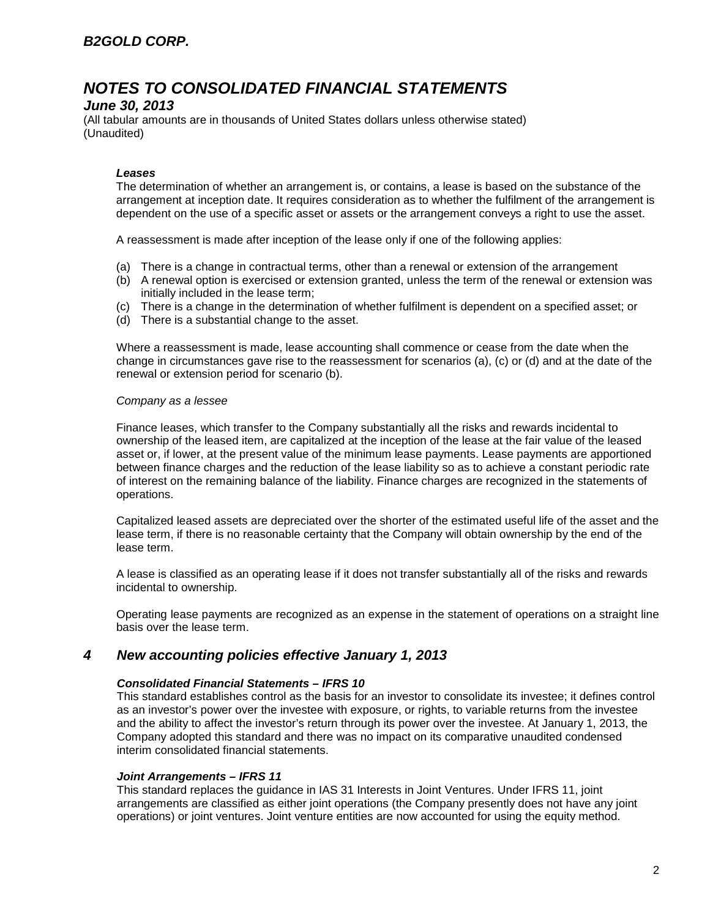#### *Leases*

The determination of whether an arrangement is, or contains, a lease is based on the substance of the arrangement at inception date. It requires consideration as to whether the fulfilment of the arrangement is dependent on the use of a specific asset or assets or the arrangement conveys a right to use the asset.

A reassessment is made after inception of the lease only if one of the following applies:

(a) There is a change in contractual terms, other than a renewal or extension of the arrangement
(b) A renewal option is exercised or extension granted, unless the term of the renewal or extension was initially included in the lease term;
(c) There is a change in the determination of whether fulfilment is dependent on a specified asset; or
(d) There is a substantial change to the asset.

Where a reassessment is made, lease accounting shall commence or cease from the date when the change in circumstances gave rise to the reassessment for scenarios (a), (c) or (d) and at the date of the renewal or extension period for scenario (b).

*Company as a lessee*

Finance leases, which transfer to the Company substantially all the risks and rewards incidental to ownership of the leased item, are capitalized at the inception of the lease at the fair value of the leased asset or, if lower, at the present value of the minimum lease payments. Lease payments are apportioned between finance charges and the reduction of the lease liability so as to achieve a constant periodic rate of interest on the remaining balance of the liability. Finance charges are recognized in the statements of operations.

Capitalized leased assets are depreciated over the shorter of the estimated useful life of the asset and the lease term, if there is no reasonable certainty that the Company will obtain ownership by the end of the lease term.

A lease is classified as an operating lease if it does not transfer substantially all of the risks and rewards incidental to ownership.

Operating lease payments are recognized as an expense in the statement of operations on a straight line basis over the lease term.

## 4 New accounting policies effective January 1, 2013

#### *Consolidated Financial Statements – IFRS 10*

This standard establishes control as the basis for an investor to consolidate its investee; it defines control as an investor's power over the investee with exposure, or rights, to variable returns from the investee and the ability to affect the investor's return through its power over the investee. At January 1, 2013, the Company adopted this standard and there was no impact on its comparative unaudited condensed interim consolidated financial statements.

#### *Joint Arrangements – IFRS 11*

This standard replaces the guidance in IAS 31 Interests in Joint Ventures. Under IFRS 11, joint arrangements are classified as either joint operations (the Company presently does not have any joint operations) or joint ventures. Joint venture entities are now accounted for using the equity method.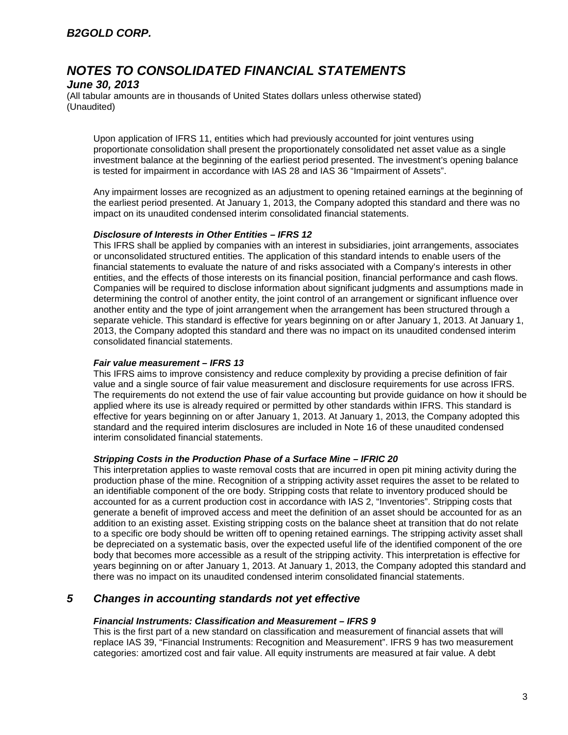Upon application of IFRS 11, entities which had previously accounted for joint ventures using proportionate consolidation shall present the proportionately consolidated net asset value as a single investment balance at the beginning of the earliest period presented. The investment's opening balance is tested for impairment in accordance with IAS 28 and IAS 36 "Impairment of Assets".

Any impairment losses are recognized as an adjustment to opening retained earnings at the beginning of the earliest period presented. At January 1, 2013, the Company adopted this standard and there was no impact on its unaudited condensed interim consolidated financial statements.

***Disclosure of Interests in Other Entities – IFRS 12***

This IFRS shall be applied by companies with an interest in subsidiaries, joint arrangements, associates or unconsolidated structured entities. The application of this standard intends to enable users of the financial statements to evaluate the nature of and risks associated with a Company's interests in other entities, and the effects of those interests on its financial position, financial performance and cash flows. Companies will be required to disclose information about significant judgments and assumptions made in determining the control of another entity, the joint control of an arrangement or significant influence over another entity and the type of joint arrangement when the arrangement has been structured through a separate vehicle. This standard is effective for years beginning on or after January 1, 2013. At January 1, 2013, the Company adopted this standard and there was no impact on its unaudited condensed interim consolidated financial statements.

***Fair value measurement – IFRS 13***

This IFRS aims to improve consistency and reduce complexity by providing a precise definition of fair value and a single source of fair value measurement and disclosure requirements for use across IFRS. The requirements do not extend the use of fair value accounting but provide guidance on how it should be applied where its use is already required or permitted by other standards within IFRS. This standard is effective for years beginning on or after January 1, 2013. At January 1, 2013, the Company adopted this standard and the required interim disclosures are included in Note 16 of these unaudited condensed interim consolidated financial statements.

***Stripping Costs in the Production Phase of a Surface Mine – IFRIC 20***

This interpretation applies to waste removal costs that are incurred in open pit mining activity during the production phase of the mine. Recognition of a stripping activity asset requires the asset to be related to an identifiable component of the ore body. Stripping costs that relate to inventory produced should be accounted for as a current production cost in accordance with IAS 2, "Inventories". Stripping costs that generate a benefit of improved access and meet the definition of an asset should be accounted for as an addition to an existing asset. Existing stripping costs on the balance sheet at transition that do not relate to a specific ore body should be written off to opening retained earnings. The stripping activity asset shall be depreciated on a systematic basis, over the expected useful life of the identified component of the ore body that becomes more accessible as a result of the stripping activity. This interpretation is effective for years beginning on or after January 1, 2013. At January 1, 2013, the Company adopted this standard and there was no impact on its unaudited condensed interim consolidated financial statements.

## *5 Changes in accounting standards not yet effective*

***Financial Instruments: Classification and Measurement – IFRS 9***

This is the first part of a new standard on classification and measurement of financial assets that will replace IAS 39, "Financial Instruments: Recognition and Measurement". IFRS 9 has two measurement categories: amortized cost and fair value. All equity instruments are measured at fair value. A debt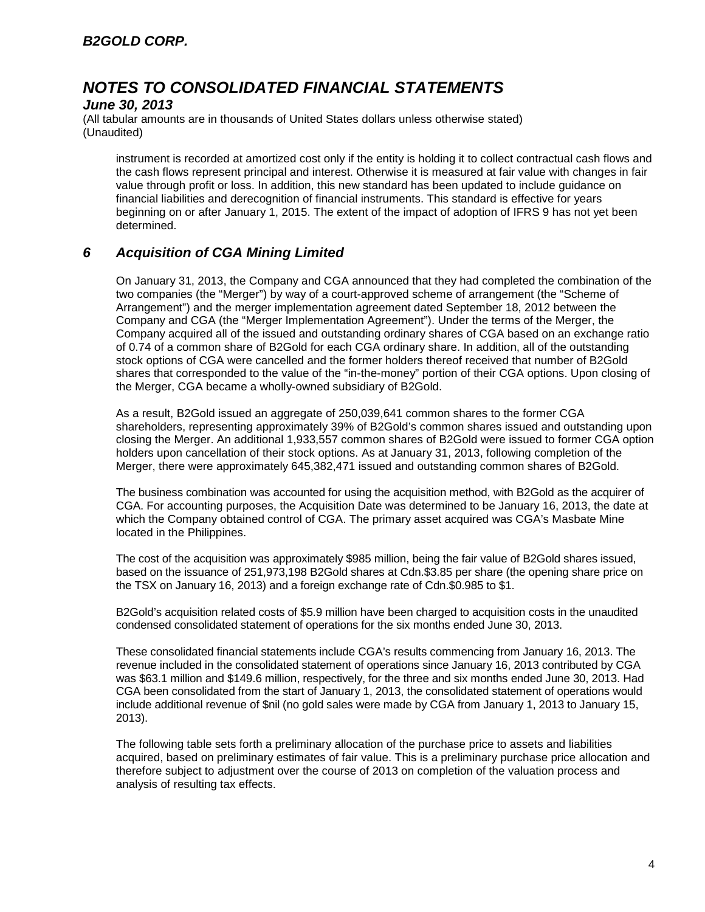instrument is recorded at amortized cost only if the entity is holding it to collect contractual cash flows and the cash flows represent principal and interest. Otherwise it is measured at fair value with changes in fair value through profit or loss. In addition, this new standard has been updated to include guidance on financial liabilities and derecognition of financial instruments. This standard is effective for years beginning on or after January 1, 2015. The extent of the impact of adoption of IFRS 9 has not yet been determined.

## *6 Acquisition of CGA Mining Limited*

On January 31, 2013, the Company and CGA announced that they had completed the combination of the two companies (the "Merger") by way of a court-approved scheme of arrangement (the "Scheme of Arrangement") and the merger implementation agreement dated September 18, 2012 between the Company and CGA (the "Merger Implementation Agreement"). Under the terms of the Merger, the Company acquired all of the issued and outstanding ordinary shares of CGA based on an exchange ratio of 0.74 of a common share of B2Gold for each CGA ordinary share. In addition, all of the outstanding stock options of CGA were cancelled and the former holders thereof received that number of B2Gold shares that corresponded to the value of the "in-the-money" portion of their CGA options. Upon closing of the Merger, CGA became a wholly-owned subsidiary of B2Gold.

As a result, B2Gold issued an aggregate of 250,039,641 common shares to the former CGA shareholders, representing approximately 39% of B2Gold's common shares issued and outstanding upon closing the Merger. An additional 1,933,557 common shares of B2Gold were issued to former CGA option holders upon cancellation of their stock options. As at January 31, 2013, following completion of the Merger, there were approximately 645,382,471 issued and outstanding common shares of B2Gold.

The business combination was accounted for using the acquisition method, with B2Gold as the acquirer of CGA. For accounting purposes, the Acquisition Date was determined to be January 16, 2013, the date at which the Company obtained control of CGA. The primary asset acquired was CGA's Masbate Mine located in the Philippines.

The cost of the acquisition was approximately $985 million, being the fair value of B2Gold shares issued, based on the issuance of 251,973,198 B2Gold shares at Cdn.$3.85 per share (the opening share price on the TSX on January 16, 2013) and a foreign exchange rate of Cdn.$0.985 to $1.

B2Gold's acquisition related costs of $5.9 million have been charged to acquisition costs in the unaudited condensed consolidated statement of operations for the six months ended June 30, 2013.

These consolidated financial statements include CGA's results commencing from January 16, 2013. The revenue included in the consolidated statement of operations since January 16, 2013 contributed by CGA was $63.1 million and $149.6 million, respectively, for the three and six months ended June 30, 2013. Had CGA been consolidated from the start of January 1, 2013, the consolidated statement of operations would include additional revenue of $nil (no gold sales were made by CGA from January 1, 2013 to January 15, 2013).

The following table sets forth a preliminary allocation of the purchase price to assets and liabilities acquired, based on preliminary estimates of fair value. This is a preliminary purchase price allocation and therefore subject to adjustment over the course of 2013 on completion of the valuation process and analysis of resulting tax effects.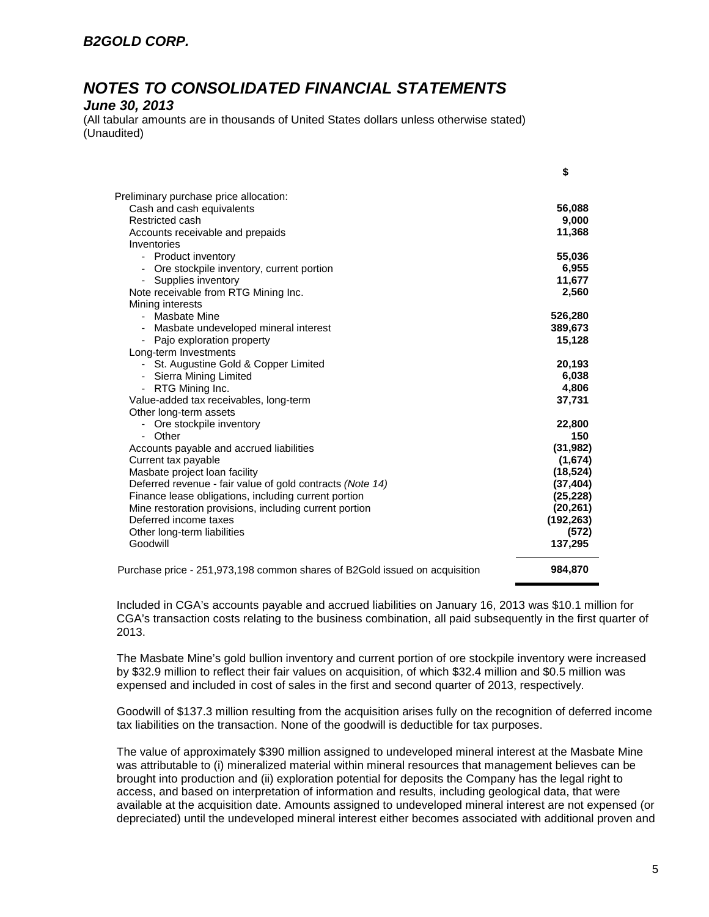# NOTES TO CONSOLIDATED FINANCIAL STATEMENTS

***June 30, 2013***

(All tabular amounts are in thousands of United States dollars unless otherwise stated)
(Unaudited)

| | **$** |
|---|---|
| Preliminary purchase price allocation: | |
| Cash and cash equivalents | **56,088** |
| Restricted cash | **9,000** |
| Accounts receivable and prepaids | **11,368** |
| Inventories | |
| - Product inventory | **55,036** |
| - Ore stockpile inventory, current portion | **6,955** |
| - Supplies inventory | **11,677** |
| Note receivable from RTG Mining Inc. | **2,560** |
| Mining interests | |
| - Masbate Mine | **526,280** |
| - Masbate undeveloped mineral interest | **389,673** |
| - Pajo exploration property | **15,128** |
| Long-term Investments | |
| - St. Augustine Gold & Copper Limited | **20,193** |
| - Sierra Mining Limited | **6,038** |
| - RTG Mining Inc. | **4,806** |
| Value-added tax receivables, long-term | **37,731** |
| Other long-term assets | |
| - Ore stockpile inventory | **22,800** |
| - Other | **150** |
| Accounts payable and accrued liabilities | **(31,982)** |
| Current tax payable | **(1,674)** |
| Masbate project loan facility | **(18,524)** |
| Deferred revenue - fair value of gold contracts *(Note 14)* | **(37,404)** |
| Finance lease obligations, including current portion | **(25,228)** |
| Mine restoration provisions, including current portion | **(20,261)** |
| Deferred income taxes | **(192,263)** |
| Other long-term liabilities | **(572)** |
| Goodwill | **137,295** |
| Purchase price - 251,973,198 common shares of B2Gold issued on acquisition | **984,870** |

Included in CGA's accounts payable and accrued liabilities on January 16, 2013 was $10.1 million for CGA's transaction costs relating to the business combination, all paid subsequently in the first quarter of 2013.

The Masbate Mine's gold bullion inventory and current portion of ore stockpile inventory were increased by $32.9 million to reflect their fair values on acquisition, of which $32.4 million and $0.5 million was expensed and included in cost of sales in the first and second quarter of 2013, respectively.

Goodwill of $137.3 million resulting from the acquisition arises fully on the recognition of deferred income tax liabilities on the transaction. None of the goodwill is deductible for tax purposes.

The value of approximately $390 million assigned to undeveloped mineral interest at the Masbate Mine was attributable to (i) mineralized material within mineral resources that management believes can be brought into production and (ii) exploration potential for deposits the Company has the legal right to access, and based on interpretation of information and results, including geological data, that were available at the acquisition date. Amounts assigned to undeveloped mineral interest are not expensed (or depreciated) until the undeveloped mineral interest either becomes associated with additional proven and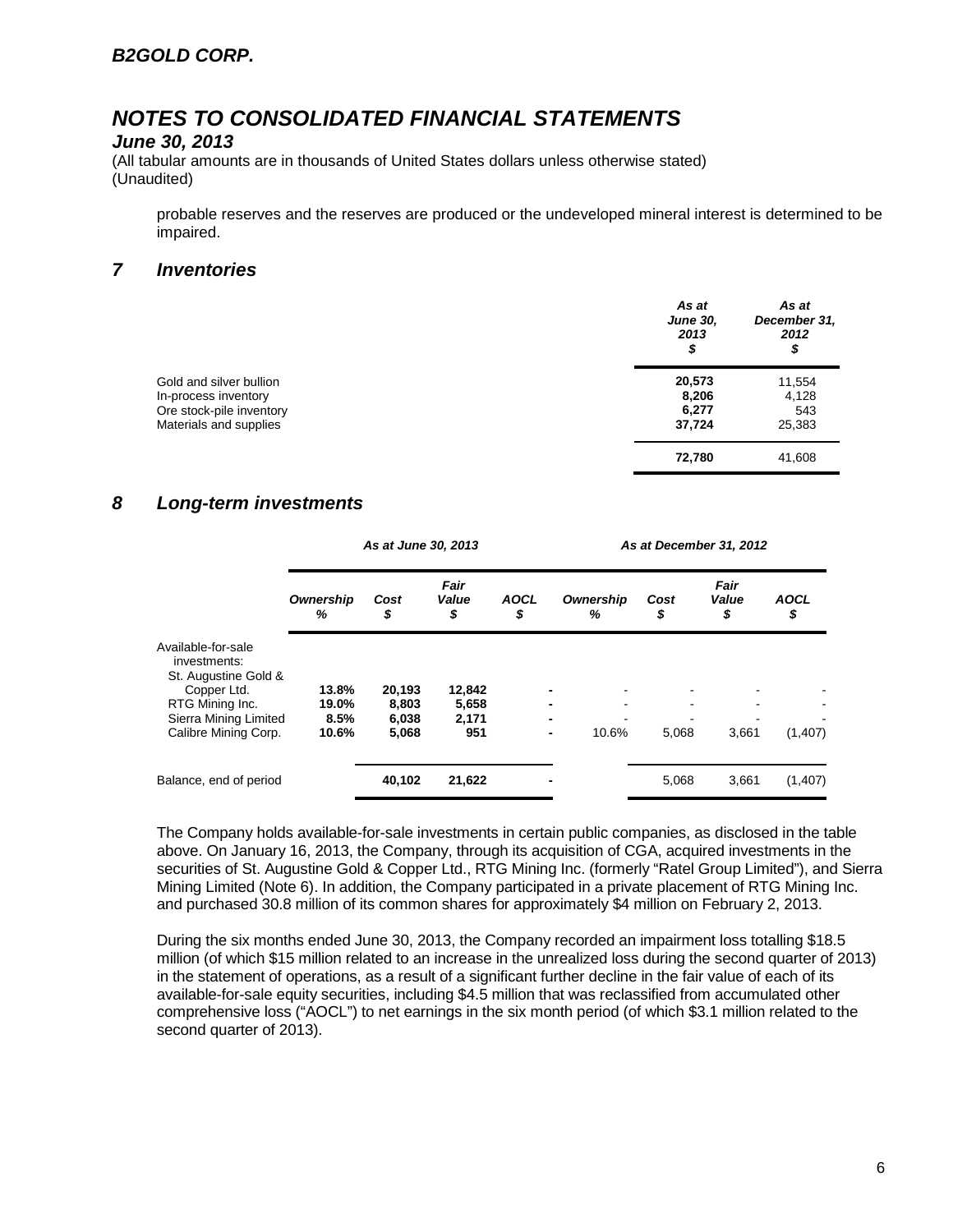## B2GOLD CORP.

# NOTES TO CONSOLIDATED FINANCIAL STATEMENTS

***June 30, 2013***

(All tabular amounts are in thousands of United States dollars unless otherwise stated)
(Unaudited)

probable reserves and the reserves are produced or the undeveloped mineral interest is determined to be impaired.

## 7 Inventories

| | As at June 30, 2013 $ | As at December 31, 2012 $ |
|---|---|---|
| Gold and silver bullion | **20,573** | 11,554 |
| In-process inventory | **8,206** | 4,128 |
| Ore stock-pile inventory | **6,277** | 543 |
| Materials and supplies | **37,724** | 25,383 |
| | **72,780** | 41,608 |

## 8 Long-term investments

| | As at June 30, 2013 | | | | As at December 31, 2012 | | | |
|---|---|---|---|---|---|---|---|---|
| | Ownership % | Cost $ | Fair Value $ | AOCL $ | Ownership % | Cost $ | Fair Value $ | AOCL $ |
| Available-for-sale investments: | | | | | | | | |
| St. Augustine Gold & Copper Ltd. | **13.8%** | **20,193** | **12,842** | **-** | - | - | - | - |
| RTG Mining Inc. | **19.0%** | **8,803** | **5,658** | **-** | - | - | - | - |
| Sierra Mining Limited | **8.5%** | **6,038** | **2,171** | **-** | - | - | - | - |
| Calibre Mining Corp. | **10.6%** | **5,068** | **951** | **-** | 10.6% | 5,068 | 3,661 | (1,407) |
| Balance, end of period | | **40,102** | **21,622** | **-** | | 5,068 | 3,661 | (1,407) |

The Company holds available-for-sale investments in certain public companies, as disclosed in the table above. On January 16, 2013, the Company, through its acquisition of CGA, acquired investments in the securities of St. Augustine Gold & Copper Ltd., RTG Mining Inc. (formerly "Ratel Group Limited"), and Sierra Mining Limited (Note 6). In addition, the Company participated in a private placement of RTG Mining Inc. and purchased 30.8 million of its common shares for approximately $4 million on February 2, 2013.

During the six months ended June 30, 2013, the Company recorded an impairment loss totalling $18.5 million (of which $15 million related to an increase in the unrealized loss during the second quarter of 2013) in the statement of operations, as a result of a significant further decline in the fair value of each of its available-for-sale equity securities, including $4.5 million that was reclassified from accumulated other comprehensive loss ("AOCL") to net earnings in the six month period (of which $3.1 million related to the second quarter of 2013).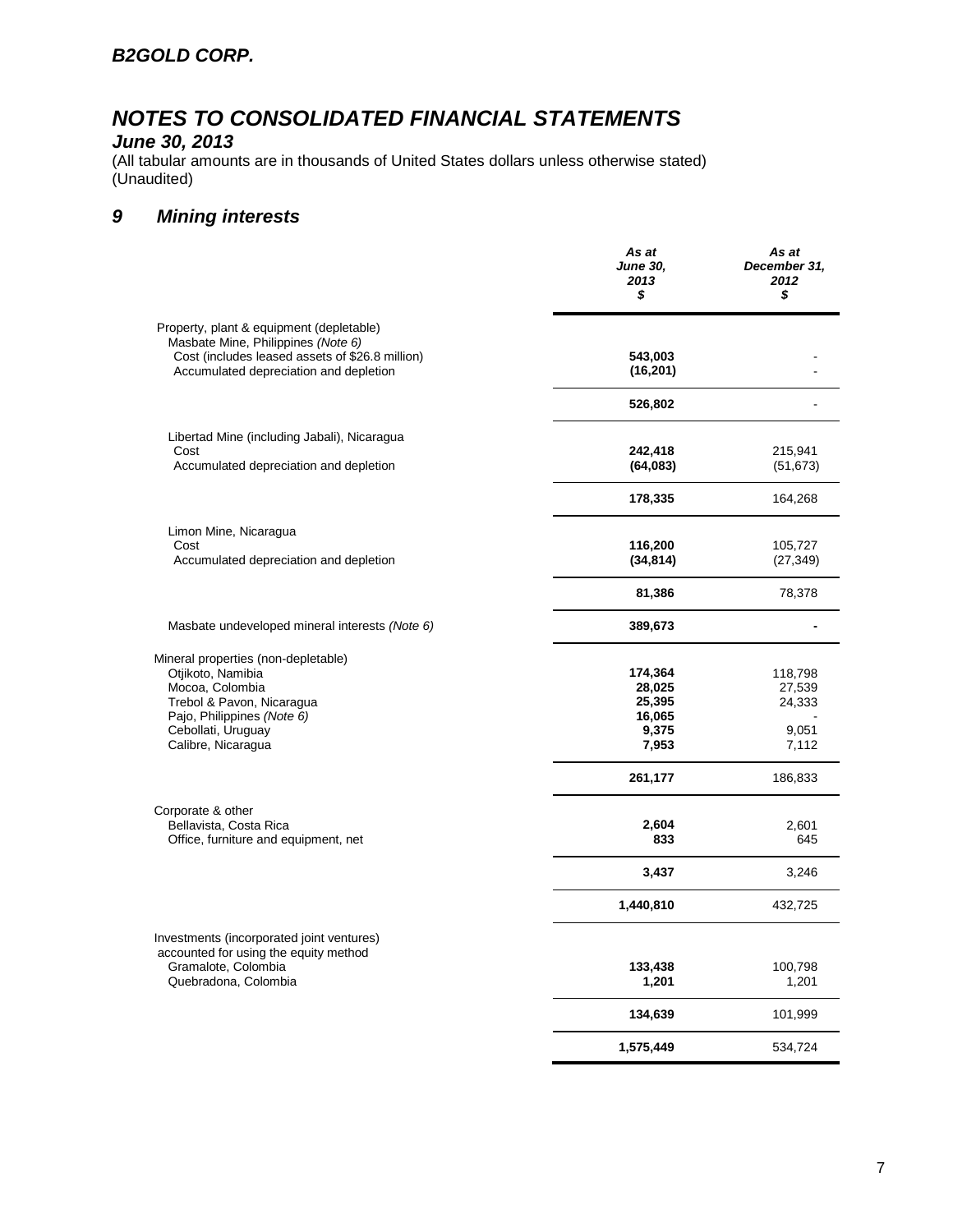# *B2GOLD CORP.*

# *NOTES TO CONSOLIDATED FINANCIAL STATEMENTS*

***June 30, 2013***

(All tabular amounts are in thousands of United States dollars unless otherwise stated)
(Unaudited)

## *9 Mining interests*

| | *As at June 30, 2013 $* | *As at December 31, 2012 $* |
|---|---|---|
| Property, plant & equipment (depletable) | | |
| Masbate Mine, Philippines *(Note 6)* | | |
| Cost (includes leased assets of $26.8 million) | **543,003** | - |
| Accumulated depreciation and depletion | **(16,201)** | - |
| | **526,802** | - |
| Libertad Mine (including Jabali), Nicaragua | | |
| Cost | **242,418** | 215,941 |
| Accumulated depreciation and depletion | **(64,083)** | (51,673) |
| | **178,335** | 164,268 |
| Limon Mine, Nicaragua | | |
| Cost | **116,200** | 105,727 |
| Accumulated depreciation and depletion | **(34,814)** | (27,349) |
| | **81,386** | 78,378 |
| Masbate undeveloped mineral interests *(Note 6)* | **389,673** | **-** |
| Mineral properties (non-depletable) | | |
| Otjikoto, Namibia | **174,364** | 118,798 |
| Mocoa, Colombia | **28,025** | 27,539 |
| Trebol & Pavon, Nicaragua | **25,395** | 24,333 |
| Pajo, Philippines *(Note 6)* | **16,065** | - |
| Cebollati, Uruguay | **9,375** | 9,051 |
| Calibre, Nicaragua | **7,953** | 7,112 |
| | **261,177** | 186,833 |
| Corporate & other | | |
| Bellavista, Costa Rica | **2,604** | 2,601 |
| Office, furniture and equipment, net | **833** | 645 |
| | **3,437** | 3,246 |
| | **1,440,810** | 432,725 |
| Investments (incorporated joint ventures) accounted for using the equity method | | |
| Gramalote, Colombia | **133,438** | 100,798 |
| Quebradona, Colombia | **1,201** | 1,201 |
| | **134,639** | 101,999 |
| | **1,575,449** | 534,724 |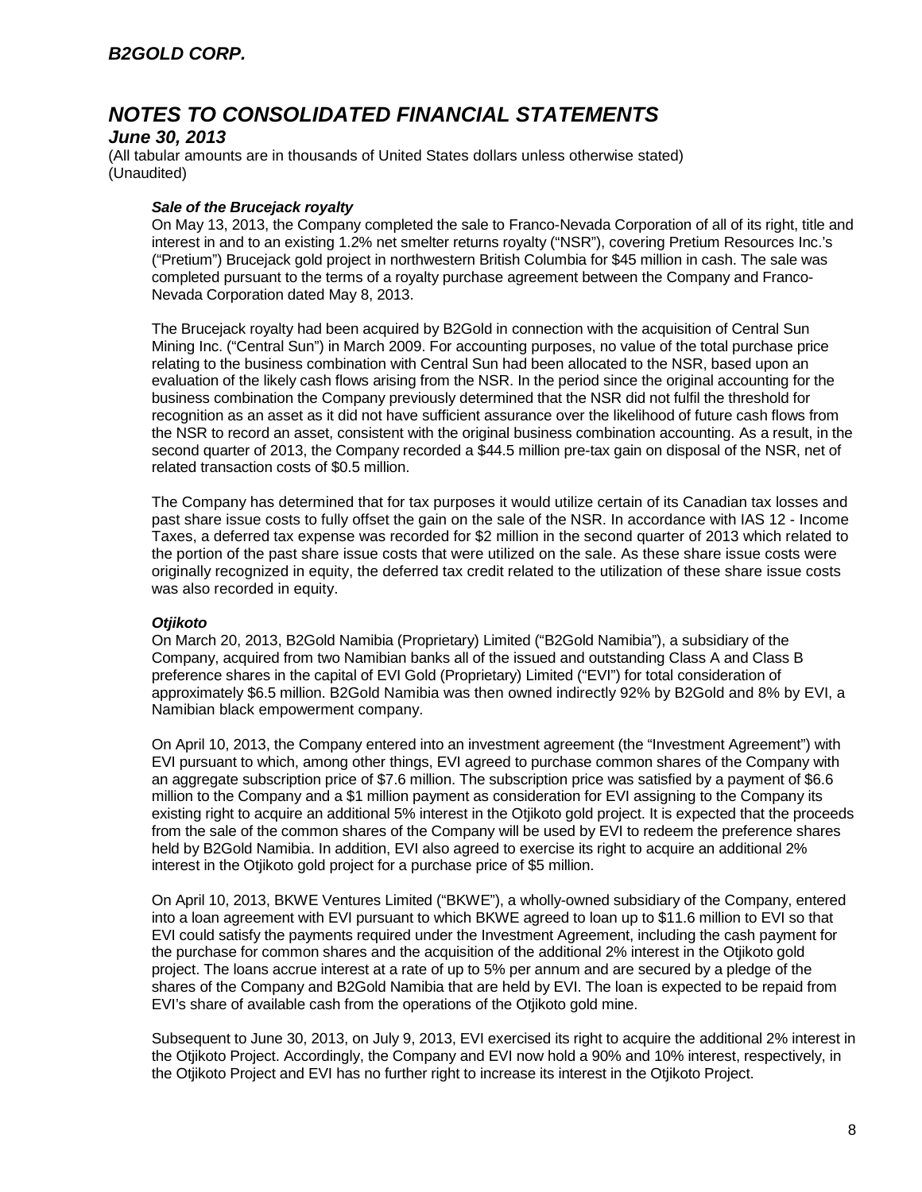# B2GOLD CORP.

# NOTES TO CONSOLIDATED FINANCIAL STATEMENTS

## June 30, 2013

(All tabular amounts are in thousands of United States dollars unless otherwise stated)
(Unaudited)

***Sale of the Brucejack royalty***

On May 13, 2013, the Company completed the sale to Franco-Nevada Corporation of all of its right, title and interest in and to an existing 1.2% net smelter returns royalty ("NSR"), covering Pretium Resources Inc.'s ("Pretium") Brucejack gold project in northwestern British Columbia for $45 million in cash. The sale was completed pursuant to the terms of a royalty purchase agreement between the Company and Franco-Nevada Corporation dated May 8, 2013.

The Brucejack royalty had been acquired by B2Gold in connection with the acquisition of Central Sun Mining Inc. ("Central Sun") in March 2009. For accounting purposes, no value of the total purchase price relating to the business combination with Central Sun had been allocated to the NSR, based upon an evaluation of the likely cash flows arising from the NSR. In the period since the original accounting for the business combination the Company previously determined that the NSR did not fulfil the threshold for recognition as an asset as it did not have sufficient assurance over the likelihood of future cash flows from the NSR to record an asset, consistent with the original business combination accounting. As a result, in the second quarter of 2013, the Company recorded a $44.5 million pre-tax gain on disposal of the NSR, net of related transaction costs of $0.5 million.

The Company has determined that for tax purposes it would utilize certain of its Canadian tax losses and past share issue costs to fully offset the gain on the sale of the NSR. In accordance with IAS 12 - Income Taxes, a deferred tax expense was recorded for $2 million in the second quarter of 2013 which related to the portion of the past share issue costs that were utilized on the sale. As these share issue costs were originally recognized in equity, the deferred tax credit related to the utilization of these share issue costs was also recorded in equity.

***Otjikoto***

On March 20, 2013, B2Gold Namibia (Proprietary) Limited ("B2Gold Namibia"), a subsidiary of the Company, acquired from two Namibian banks all of the issued and outstanding Class A and Class B preference shares in the capital of EVI Gold (Proprietary) Limited ("EVI") for total consideration of approximately $6.5 million. B2Gold Namibia was then owned indirectly 92% by B2Gold and 8% by EVI, a Namibian black empowerment company.

On April 10, 2013, the Company entered into an investment agreement (the "Investment Agreement") with EVI pursuant to which, among other things, EVI agreed to purchase common shares of the Company with an aggregate subscription price of $7.6 million. The subscription price was satisfied by a payment of $6.6 million to the Company and a $1 million payment as consideration for EVI assigning to the Company its existing right to acquire an additional 5% interest in the Otjikoto gold project. It is expected that the proceeds from the sale of the common shares of the Company will be used by EVI to redeem the preference shares held by B2Gold Namibia. In addition, EVI also agreed to exercise its right to acquire an additional 2% interest in the Otjikoto gold project for a purchase price of $5 million.

On April 10, 2013, BKWE Ventures Limited ("BKWE"), a wholly-owned subsidiary of the Company, entered into a loan agreement with EVI pursuant to which BKWE agreed to loan up to $11.6 million to EVI so that EVI could satisfy the payments required under the Investment Agreement, including the cash payment for the purchase for common shares and the acquisition of the additional 2% interest in the Otjikoto gold project. The loans accrue interest at a rate of up to 5% per annum and are secured by a pledge of the shares of the Company and B2Gold Namibia that are held by EVI. The loan is expected to be repaid from EVI's share of available cash from the operations of the Otjikoto gold mine.

Subsequent to June 30, 2013, on July 9, 2013, EVI exercised its right to acquire the additional 2% interest in the Otjikoto Project. Accordingly, the Company and EVI now hold a 90% and 10% interest, respectively, in the Otjikoto Project and EVI has no further right to increase its interest in the Otjikoto Project.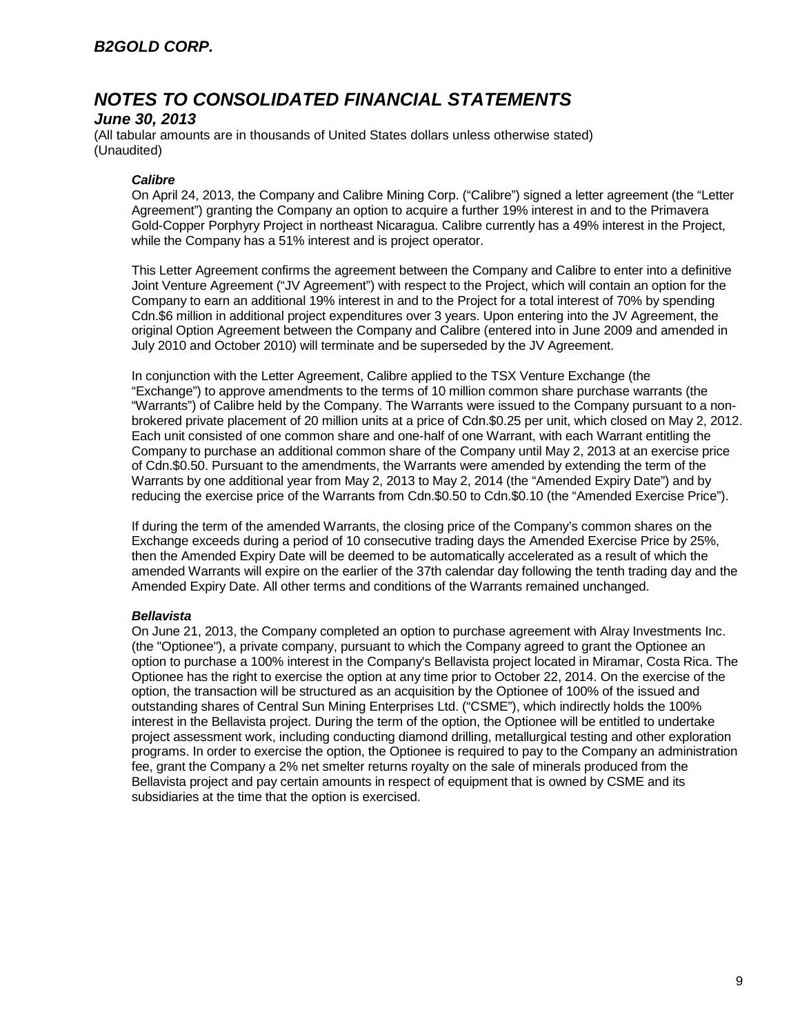***Calibre***

On April 24, 2013, the Company and Calibre Mining Corp. ("Calibre") signed a letter agreement (the "Letter Agreement") granting the Company an option to acquire a further 19% interest in and to the Primavera Gold-Copper Porphyry Project in northeast Nicaragua. Calibre currently has a 49% interest in the Project, while the Company has a 51% interest and is project operator.

This Letter Agreement confirms the agreement between the Company and Calibre to enter into a definitive Joint Venture Agreement ("JV Agreement") with respect to the Project, which will contain an option for the Company to earn an additional 19% interest in and to the Project for a total interest of 70% by spending Cdn.$6 million in additional project expenditures over 3 years. Upon entering into the JV Agreement, the original Option Agreement between the Company and Calibre (entered into in June 2009 and amended in July 2010 and October 2010) will terminate and be superseded by the JV Agreement.

In conjunction with the Letter Agreement, Calibre applied to the TSX Venture Exchange (the "Exchange") to approve amendments to the terms of 10 million common share purchase warrants (the "Warrants") of Calibre held by the Company. The Warrants were issued to the Company pursuant to a non-brokered private placement of 20 million units at a price of Cdn.$0.25 per unit, which closed on May 2, 2012. Each unit consisted of one common share and one-half of one Warrant, with each Warrant entitling the Company to purchase an additional common share of the Company until May 2, 2013 at an exercise price of Cdn.$0.50. Pursuant to the amendments, the Warrants were amended by extending the term of the Warrants by one additional year from May 2, 2013 to May 2, 2014 (the "Amended Expiry Date") and by reducing the exercise price of the Warrants from Cdn.$0.50 to Cdn.$0.10 (the "Amended Exercise Price").

If during the term of the amended Warrants, the closing price of the Company's common shares on the Exchange exceeds during a period of 10 consecutive trading days the Amended Exercise Price by 25%, then the Amended Expiry Date will be deemed to be automatically accelerated as a result of which the amended Warrants will expire on the earlier of the 37th calendar day following the tenth trading day and the Amended Expiry Date. All other terms and conditions of the Warrants remained unchanged.

***Bellavista***

On June 21, 2013, the Company completed an option to purchase agreement with Alray Investments Inc. (the "Optionee"), a private company, pursuant to which the Company agreed to grant the Optionee an option to purchase a 100% interest in the Company's Bellavista project located in Miramar, Costa Rica. The Optionee has the right to exercise the option at any time prior to October 22, 2014. On the exercise of the option, the transaction will be structured as an acquisition by the Optionee of 100% of the issued and outstanding shares of Central Sun Mining Enterprises Ltd. ("CSME"), which indirectly holds the 100% interest in the Bellavista project. During the term of the option, the Optionee will be entitled to undertake project assessment work, including conducting diamond drilling, metallurgical testing and other exploration programs. In order to exercise the option, the Optionee is required to pay to the Company an administration fee, grant the Company a 2% net smelter returns royalty on the sale of minerals produced from the Bellavista project and pay certain amounts in respect of equipment that is owned by CSME and its subsidiaries at the time that the option is exercised.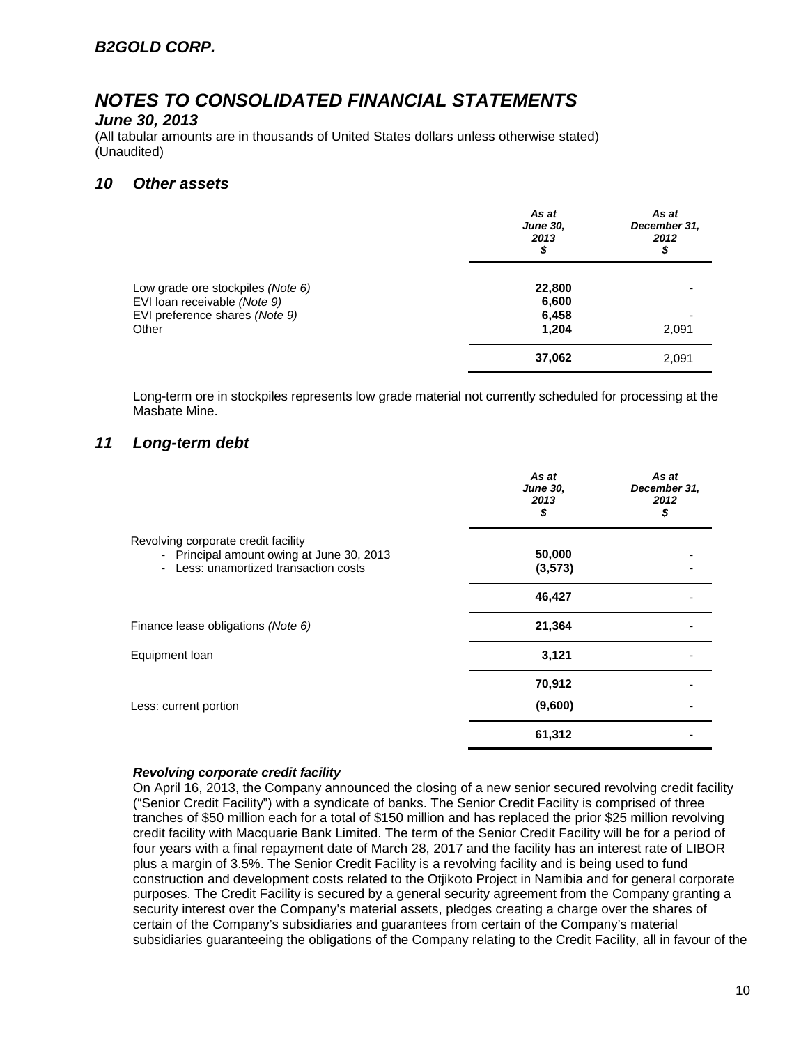# ***B2GOLD CORP.***

# ***NOTES TO CONSOLIDATED FINANCIAL STATEMENTS***

***June 30, 2013***

(All tabular amounts are in thousands of United States dollars unless otherwise stated)
(Unaudited)

## ***10 Other assets***

| | *As at June 30, 2013 $* | *As at December 31, 2012 $* |
|---|---|---|
| Low grade ore stockpiles *(Note 6)* | **22,800** | - |
| EVI loan receivable *(Note 9)* | **6,600** | |
| EVI preference shares *(Note 9)* | **6,458** | - |
| Other | **1,204** | 2,091 |
| | **37,062** | 2,091 |

Long-term ore in stockpiles represents low grade material not currently scheduled for processing at the Masbate Mine.

## ***11 Long-term debt***

| | *As at June 30, 2013 $* | *As at December 31, 2012 $* |
|---|---|---|
| Revolving corporate credit facility | | |
| - Principal amount owing at June 30, 2013 | **50,000** | - |
| - Less: unamortized transaction costs | **(3,573)** | - |
| | **46,427** | - |
| Finance lease obligations *(Note 6)* | **21,364** | - |
| Equipment loan | **3,121** | - |
| | **70,912** | - |
| Less: current portion | **(9,600)** | - |
| | **61,312** | - |

***Revolving corporate credit facility***

On April 16, 2013, the Company announced the closing of a new senior secured revolving credit facility ("Senior Credit Facility") with a syndicate of banks. The Senior Credit Facility is comprised of three tranches of $50 million each for a total of $150 million and has replaced the prior $25 million revolving credit facility with Macquarie Bank Limited. The term of the Senior Credit Facility will be for a period of four years with a final repayment date of March 28, 2017 and the facility has an interest rate of LIBOR plus a margin of 3.5%. The Senior Credit Facility is a revolving facility and is being used to fund construction and development costs related to the Otjikoto Project in Namibia and for general corporate purposes. The Credit Facility is secured by a general security agreement from the Company granting a security interest over the Company's material assets, pledges creating a charge over the shares of certain of the Company's subsidiaries and guarantees from certain of the Company's material subsidiaries guaranteeing the obligations of the Company relating to the Credit Facility, all in favour of the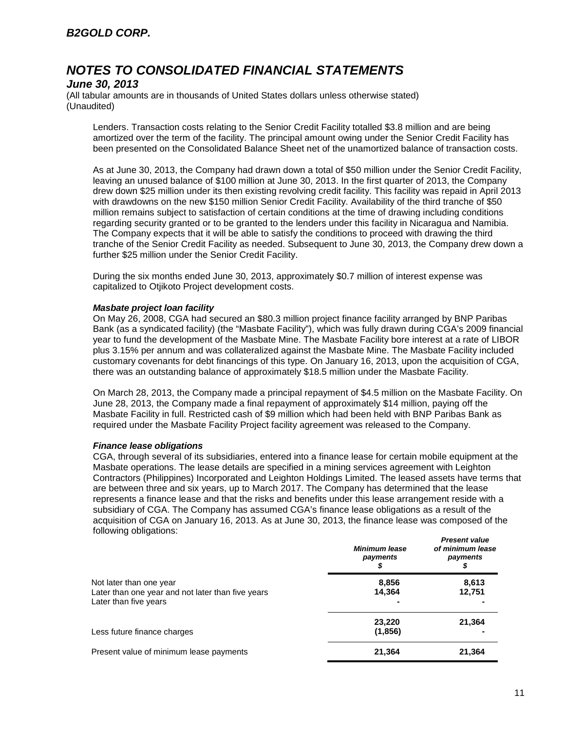Lenders. Transaction costs relating to the Senior Credit Facility totalled $3.8 million and are being amortized over the term of the facility. The principal amount owing under the Senior Credit Facility has been presented on the Consolidated Balance Sheet net of the unamortized balance of transaction costs.

As at June 30, 2013, the Company had drawn down a total of $50 million under the Senior Credit Facility, leaving an unused balance of $100 million at June 30, 2013. In the first quarter of 2013, the Company drew down $25 million under its then existing revolving credit facility. This facility was repaid in April 2013 with drawdowns on the new $150 million Senior Credit Facility. Availability of the third tranche of $50 million remains subject to satisfaction of certain conditions at the time of drawing including conditions regarding security granted or to be granted to the lenders under this facility in Nicaragua and Namibia. The Company expects that it will be able to satisfy the conditions to proceed with drawing the third tranche of the Senior Credit Facility as needed. Subsequent to June 30, 2013, the Company drew down a further $25 million under the Senior Credit Facility.

During the six months ended June 30, 2013, approximately $0.7 million of interest expense was capitalized to Otjikoto Project development costs.

***Masbate project loan facility***

On May 26, 2008, CGA had secured an $80.3 million project finance facility arranged by BNP Paribas Bank (as a syndicated facility) (the "Masbate Facility"), which was fully drawn during CGA's 2009 financial year to fund the development of the Masbate Mine. The Masbate Facility bore interest at a rate of LIBOR plus 3.15% per annum and was collateralized against the Masbate Mine. The Masbate Facility included customary covenants for debt financings of this type. On January 16, 2013, upon the acquisition of CGA, there was an outstanding balance of approximately $18.5 million under the Masbate Facility.

On March 28, 2013, the Company made a principal repayment of $4.5 million on the Masbate Facility. On June 28, 2013, the Company made a final repayment of approximately $14 million, paying off the Masbate Facility in full. Restricted cash of $9 million which had been held with BNP Paribas Bank as required under the Masbate Facility Project facility agreement was released to the Company.

***Finance lease obligations***

CGA, through several of its subsidiaries, entered into a finance lease for certain mobile equipment at the Masbate operations. The lease details are specified in a mining services agreement with Leighton Contractors (Philippines) Incorporated and Leighton Holdings Limited. The leased assets have terms that are between three and six years, up to March 2017. The Company has determined that the lease represents a finance lease and that the risks and benefits under this lease arrangement reside with a subsidiary of CGA. The Company has assumed CGA's finance lease obligations as a result of the acquisition of CGA on January 16, 2013. As at June 30, 2013, the finance lease was composed of the following obligations:

| | *Minimum lease payments* $ | *Present value of minimum lease payments* $ |
|---|---|---|
| Not later than one year | **8,856** | **8,613** |
| Later than one year and not later than five years | **14,364** | **12,751** |
| Later than five years | **-** | **-** |
| | **23,220** | **21,364** |
| Less future finance charges | **(1,856)** | **-** |
| Present value of minimum lease payments | **21,364** | **21,364** |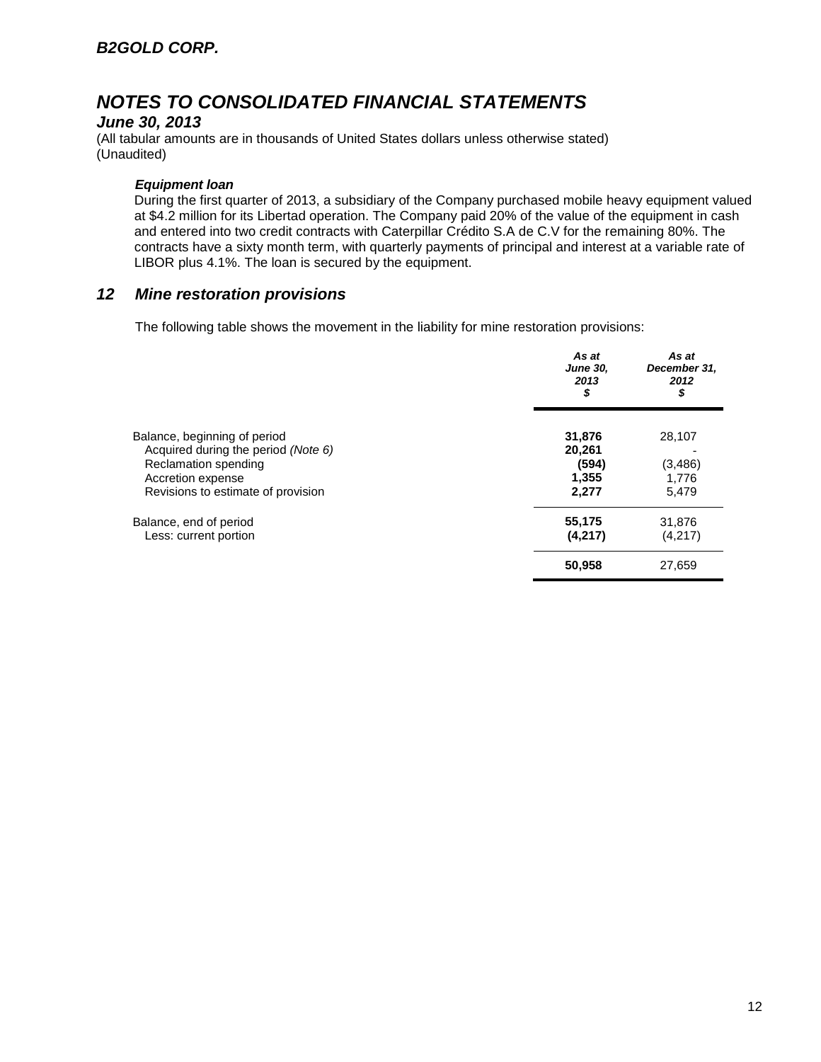# B2GOLD CORP.

# NOTES TO CONSOLIDATED FINANCIAL STATEMENTS

***June 30, 2013***

(All tabular amounts are in thousands of United States dollars unless otherwise stated)
(Unaudited)

***Equipment loan***

During the first quarter of 2013, a subsidiary of the Company purchased mobile heavy equipment valued at $4.2 million for its Libertad operation. The Company paid 20% of the value of the equipment in cash and entered into two credit contracts with Caterpillar Crédito S.A de C.V for the remaining 80%. The contracts have a sixty month term, with quarterly payments of principal and interest at a variable rate of LIBOR plus 4.1%. The loan is secured by the equipment.

## 12 Mine restoration provisions

The following table shows the movement in the liability for mine restoration provisions:

| | *As at June 30, 2013 $* | *As at December 31, 2012 $* |
|---|---|---|
| Balance, beginning of period | **31,876** | 28,107 |
| Acquired during the period *(Note 6)* | **20,261** | - |
| Reclamation spending | **(594)** | (3,486) |
| Accretion expense | **1,355** | 1,776 |
| Revisions to estimate of provision | **2,277** | 5,479 |
| Balance, end of period | **55,175** | 31,876 |
| Less: current portion | **(4,217)** | (4,217) |
| | **50,958** | 27,659 |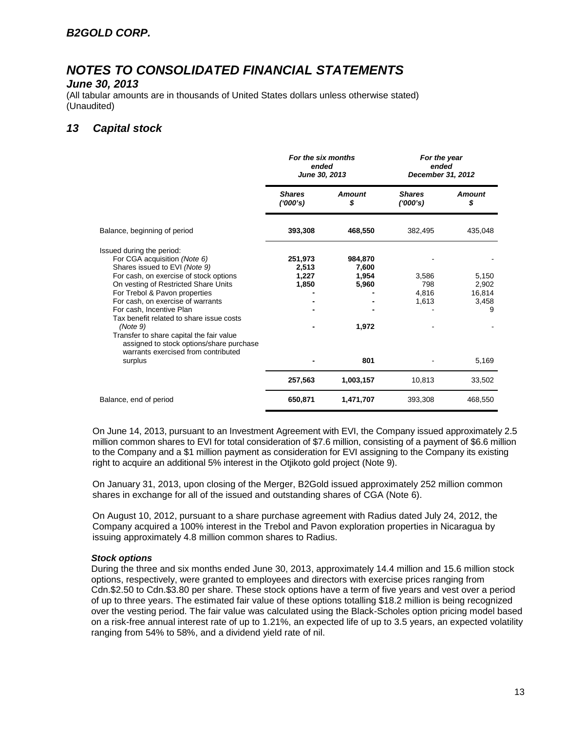# B2GOLD CORP.

# NOTES TO CONSOLIDATED FINANCIAL STATEMENTS

***June 30, 2013***

(All tabular amounts are in thousands of United States dollars unless otherwise stated)
(Unaudited)

## 13 Capital stock

| | *For the six months ended June 30, 2013* | | *For the year ended December 31, 2012* | |
|---|---|---|---|---|
| | ***Shares ('000's)*** | ***Amount $*** | ***Shares ('000's)*** | ***Amount $*** |
| Balance, beginning of period | **393,308** | **468,550** | 382,495 | 435,048 |
| Issued during the period: | | | | |
| For CGA acquisition *(Note 6)* | **251,973** | **984,870** | - | - |
| Shares issued to EVI *(Note 9)* | **2,513** | **7,600** | | |
| For cash, on exercise of stock options | **1,227** | **1,954** | 3,586 | 5,150 |
| On vesting of Restricted Share Units | **1,850** | **5,960** | 798 | 2,902 |
| For Trebol & Pavon properties | **-** | **-** | 4,816 | 16,814 |
| For cash, on exercise of warrants | **-** | **-** | 1,613 | 3,458 |
| For cash, Incentive Plan | **-** | **-** | - | 9 |
| Tax benefit related to share issue costs *(Note 9)* | **-** | **1,972** | - | - |
| Transfer to share capital the fair value assigned to stock options/share purchase warrants exercised from contributed surplus | **-** | **801** | - | 5,169 |
| | **257,563** | **1,003,157** | 10,813 | 33,502 |
| Balance, end of period | **650,871** | **1,471,707** | 393,308 | 468,550 |

On June 14, 2013, pursuant to an Investment Agreement with EVI, the Company issued approximately 2.5 million common shares to EVI for total consideration of $7.6 million, consisting of a payment of $6.6 million to the Company and a $1 million payment as consideration for EVI assigning to the Company its existing right to acquire an additional 5% interest in the Otjikoto gold project (Note 9).

On January 31, 2013, upon closing of the Merger, B2Gold issued approximately 252 million common shares in exchange for all of the issued and outstanding shares of CGA (Note 6).

On August 10, 2012, pursuant to a share purchase agreement with Radius dated July 24, 2012, the Company acquired a 100% interest in the Trebol and Pavon exploration properties in Nicaragua by issuing approximately 4.8 million common shares to Radius.

### *Stock options*

During the three and six months ended June 30, 2013, approximately 14.4 million and 15.6 million stock options, respectively, were granted to employees and directors with exercise prices ranging from Cdn.$2.50 to Cdn.$3.80 per share. These stock options have a term of five years and vest over a period of up to three years. The estimated fair value of these options totalling $18.2 million is being recognized over the vesting period. The fair value was calculated using the Black-Scholes option pricing model based on a risk-free annual interest rate of up to 1.21%, an expected life of up to 3.5 years, an expected volatility ranging from 54% to 58%, and a dividend yield rate of nil.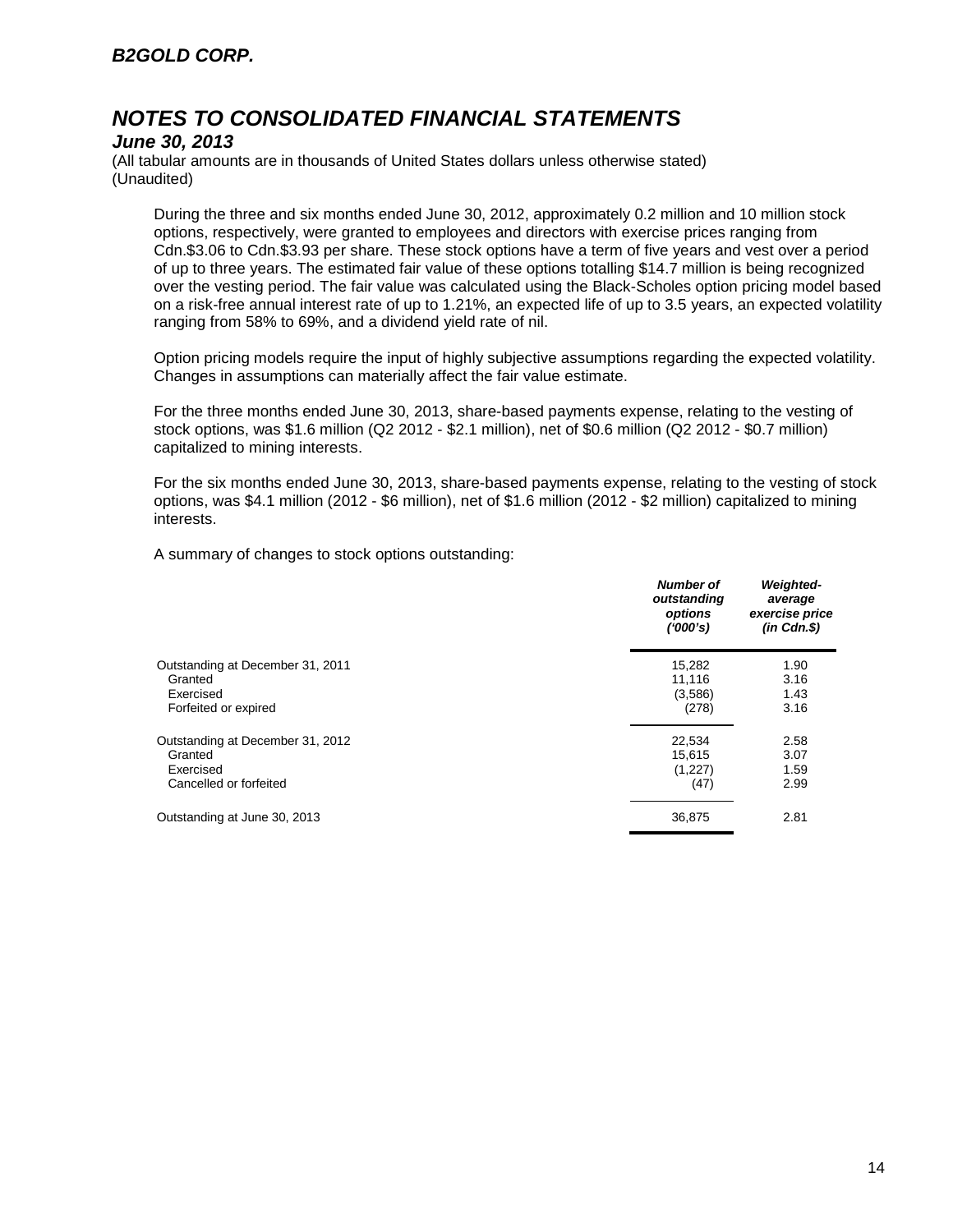During the three and six months ended June 30, 2012, approximately 0.2 million and 10 million stock options, respectively, were granted to employees and directors with exercise prices ranging from Cdn.$3.06 to Cdn.$3.93 per share. These stock options have a term of five years and vest over a period of up to three years. The estimated fair value of these options totalling $14.7 million is being recognized over the vesting period. The fair value was calculated using the Black-Scholes option pricing model based on a risk-free annual interest rate of up to 1.21%, an expected life of up to 3.5 years, an expected volatility ranging from 58% to 69%, and a dividend yield rate of nil.

Option pricing models require the input of highly subjective assumptions regarding the expected volatility. Changes in assumptions can materially affect the fair value estimate.

For the three months ended June 30, 2013, share-based payments expense, relating to the vesting of stock options, was $1.6 million (Q2 2012 - $2.1 million), net of $0.6 million (Q2 2012 - $0.7 million) capitalized to mining interests.

For the six months ended June 30, 2013, share-based payments expense, relating to the vesting of stock options, was $4.1 million (2012 - $6 million), net of $1.6 million (2012 - $2 million) capitalized to mining interests.

A summary of changes to stock options outstanding:

| | *Number of outstanding options ('000's)* | *Weighted-average exercise price (in Cdn.$)* |
|---|---|---|
| Outstanding at December 31, 2011 | 15,282 | 1.90 |
| Granted | 11,116 | 3.16 |
| Exercised | (3,586) | 1.43 |
| Forfeited or expired | (278) | 3.16 |
| Outstanding at December 31, 2012 | 22,534 | 2.58 |
| Granted | 15,615 | 3.07 |
| Exercised | (1,227) | 1.59 |
| Cancelled or forfeited | (47) | 2.99 |
| Outstanding at June 30, 2013 | 36,875 | 2.81 |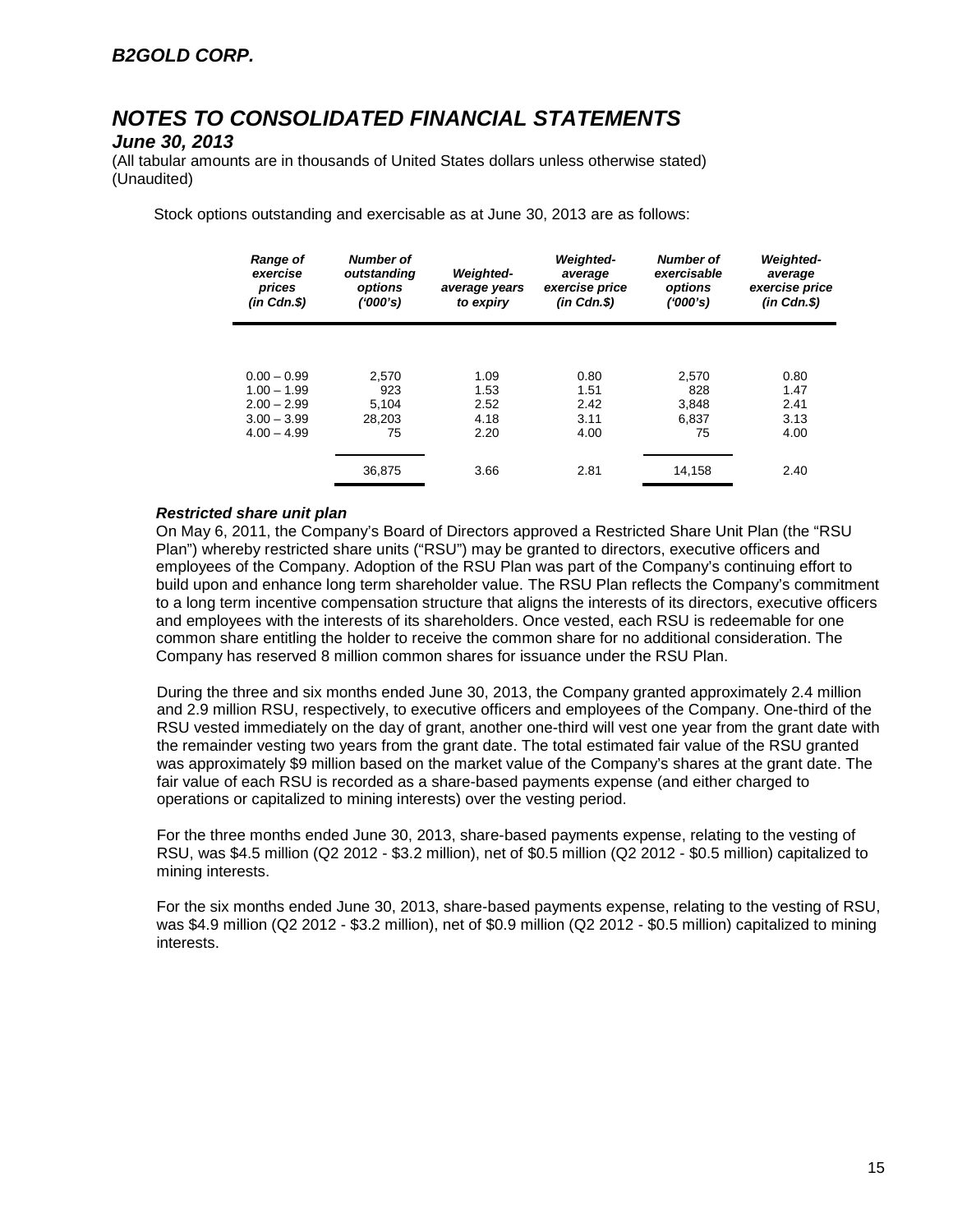*B2GOLD CORP.*

# *NOTES TO CONSOLIDATED FINANCIAL STATEMENTS*

*June 30, 2013*

(All tabular amounts are in thousands of United States dollars unless otherwise stated)
(Unaudited)

Stock options outstanding and exercisable as at June 30, 2013 are as follows:

| *Range of exercise prices (in Cdn.$)* | *Number of outstanding options ('000's)* | *Weighted-average years to expiry* | *Weighted-average exercise price (in Cdn.$)* | *Number of exercisable options ('000's)* | *Weighted-average exercise price (in Cdn.$)* |
|---|---|---|---|---|---|
| 0.00 – 0.99 | 2,570 | 1.09 | 0.80 | 2,570 | 0.80 |
| 1.00 – 1.99 | 923 | 1.53 | 1.51 | 828 | 1.47 |
| 2.00 – 2.99 | 5,104 | 2.52 | 2.42 | 3,848 | 2.41 |
| 3.00 – 3.99 | 28,203 | 4.18 | 3.11 | 6,837 | 3.13 |
| 4.00 – 4.99 | 75 | 2.20 | 4.00 | 75 | 4.00 |
| | 36,875 | 3.66 | 2.81 | 14,158 | 2.40 |

***Restricted share unit plan***

On May 6, 2011, the Company's Board of Directors approved a Restricted Share Unit Plan (the "RSU Plan") whereby restricted share units ("RSU") may be granted to directors, executive officers and employees of the Company. Adoption of the RSU Plan was part of the Company's continuing effort to build upon and enhance long term shareholder value. The RSU Plan reflects the Company's commitment to a long term incentive compensation structure that aligns the interests of its directors, executive officers and employees with the interests of its shareholders. Once vested, each RSU is redeemable for one common share entitling the holder to receive the common share for no additional consideration. The Company has reserved 8 million common shares for issuance under the RSU Plan.

During the three and six months ended June 30, 2013, the Company granted approximately 2.4 million and 2.9 million RSU, respectively, to executive officers and employees of the Company. One-third of the RSU vested immediately on the day of grant, another one-third will vest one year from the grant date with the remainder vesting two years from the grant date. The total estimated fair value of the RSU granted was approximately $9 million based on the market value of the Company's shares at the grant date. The fair value of each RSU is recorded as a share-based payments expense (and either charged to operations or capitalized to mining interests) over the vesting period.

For the three months ended June 30, 2013, share-based payments expense, relating to the vesting of RSU, was $4.5 million (Q2 2012 - $3.2 million), net of $0.5 million (Q2 2012 - $0.5 million) capitalized to mining interests.

For the six months ended June 30, 2013, share-based payments expense, relating to the vesting of RSU, was $4.9 million (Q2 2012 - $3.2 million), net of $0.9 million (Q2 2012 - $0.5 million) capitalized to mining interests.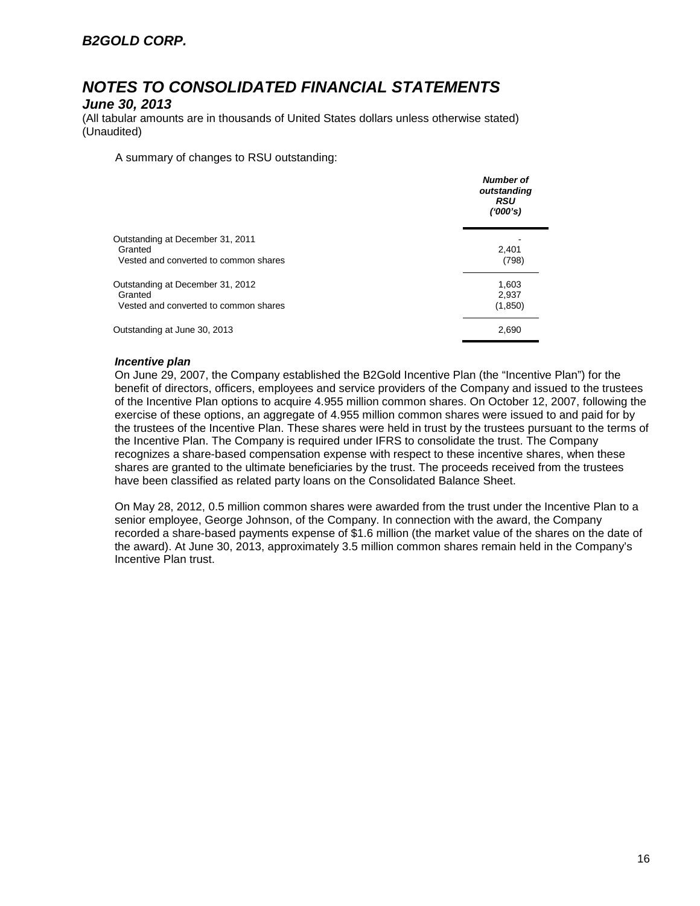# NOTES TO CONSOLIDATED FINANCIAL STATEMENTS

## *June 30, 2013*

(All tabular amounts are in thousands of United States dollars unless otherwise stated)
(Unaudited)

A summary of changes to RSU outstanding:

| | *Number of outstanding RSU ('000's)* |
|---|---|
| Outstanding at December 31, 2011 | - |
| Granted | 2,401 |
| Vested and converted to common shares | (798) |
| Outstanding at December 31, 2012 | 1,603 |
| Granted | 2,937 |
| Vested and converted to common shares | (1,850) |
| Outstanding at June 30, 2013 | 2,690 |

### *Incentive plan*

On June 29, 2007, the Company established the B2Gold Incentive Plan (the "Incentive Plan") for the benefit of directors, officers, employees and service providers of the Company and issued to the trustees of the Incentive Plan options to acquire 4.955 million common shares. On October 12, 2007, following the exercise of these options, an aggregate of 4.955 million common shares were issued to and paid for by the trustees of the Incentive Plan. These shares were held in trust by the trustees pursuant to the terms of the Incentive Plan. The Company is required under IFRS to consolidate the trust. The Company recognizes a share-based compensation expense with respect to these incentive shares, when these shares are granted to the ultimate beneficiaries by the trust. The proceeds received from the trustees have been classified as related party loans on the Consolidated Balance Sheet.

On May 28, 2012, 0.5 million common shares were awarded from the trust under the Incentive Plan to a senior employee, George Johnson, of the Company. In connection with the award, the Company recorded a share-based payments expense of $1.6 million (the market value of the shares on the date of the award). At June 30, 2013, approximately 3.5 million common shares remain held in the Company's Incentive Plan trust.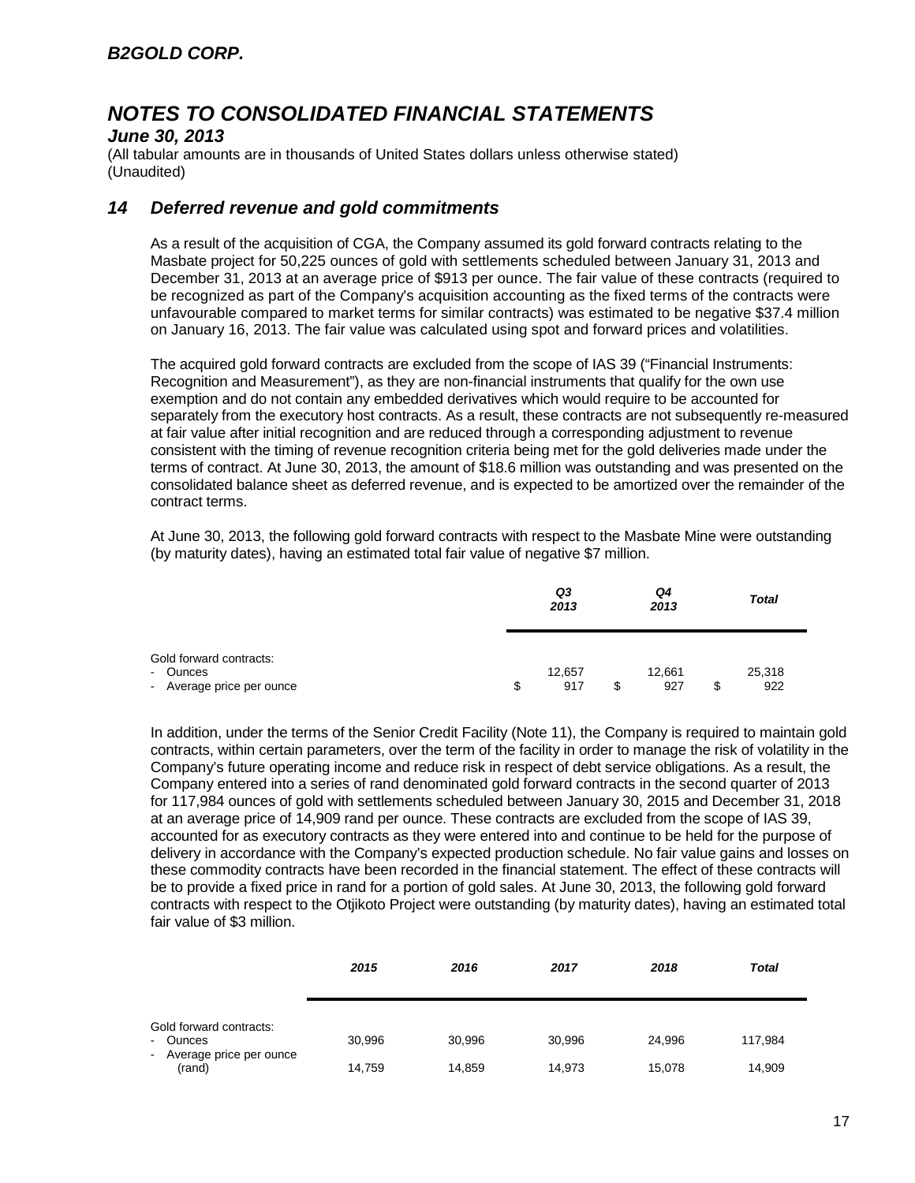# NOTES TO CONSOLIDATED FINANCIAL STATEMENTS

***June 30, 2013***

(All tabular amounts are in thousands of United States dollars unless otherwise stated)
(Unaudited)

## 14 Deferred revenue and gold commitments

As a result of the acquisition of CGA, the Company assumed its gold forward contracts relating to the Masbate project for 50,225 ounces of gold with settlements scheduled between January 31, 2013 and December 31, 2013 at an average price of $913 per ounce. The fair value of these contracts (required to be recognized as part of the Company's acquisition accounting as the fixed terms of the contracts were unfavourable compared to market terms for similar contracts) was estimated to be negative $37.4 million on January 16, 2013. The fair value was calculated using spot and forward prices and volatilities.

The acquired gold forward contracts are excluded from the scope of IAS 39 ("Financial Instruments: Recognition and Measurement"), as they are non-financial instruments that qualify for the own use exemption and do not contain any embedded derivatives which would require to be accounted for separately from the executory host contracts. As a result, these contracts are not subsequently re-measured at fair value after initial recognition and are reduced through a corresponding adjustment to revenue consistent with the timing of revenue recognition criteria being met for the gold deliveries made under the terms of contract. At June 30, 2013, the amount of $18.6 million was outstanding and was presented on the consolidated balance sheet as deferred revenue, and is expected to be amortized over the remainder of the contract terms.

At June 30, 2013, the following gold forward contracts with respect to the Masbate Mine were outstanding (by maturity dates), having an estimated total fair value of negative $7 million.

| | *Q3 2013* | *Q4 2013* | *Total* |
|---|---|---|---|
| Gold forward contracts: | | | |
| - Ounces | 12,657 | 12,661 | 25,318 |
| - Average price per ounce | $ 917 | $ 927 | $ 922 |

In addition, under the terms of the Senior Credit Facility (Note 11), the Company is required to maintain gold contracts, within certain parameters, over the term of the facility in order to manage the risk of volatility in the Company's future operating income and reduce risk in respect of debt service obligations. As a result, the Company entered into a series of rand denominated gold forward contracts in the second quarter of 2013 for 117,984 ounces of gold with settlements scheduled between January 30, 2015 and December 31, 2018 at an average price of 14,909 rand per ounce. These contracts are excluded from the scope of IAS 39, accounted for as executory contracts as they were entered into and continue to be held for the purpose of delivery in accordance with the Company's expected production schedule. No fair value gains and losses on these commodity contracts have been recorded in the financial statement. The effect of these contracts will be to provide a fixed price in rand for a portion of gold sales. At June 30, 2013, the following gold forward contracts with respect to the Otjikoto Project were outstanding (by maturity dates), having an estimated total fair value of $3 million.

| | *2015* | *2016* | *2017* | *2018* | *Total* |
|---|---|---|---|---|---|
| Gold forward contracts: | | | | | |
| - Ounces | 30,996 | 30,996 | 30,996 | 24,996 | 117,984 |
| - Average price per ounce (rand) | 14,759 | 14,859 | 14,973 | 15,078 | 14,909 |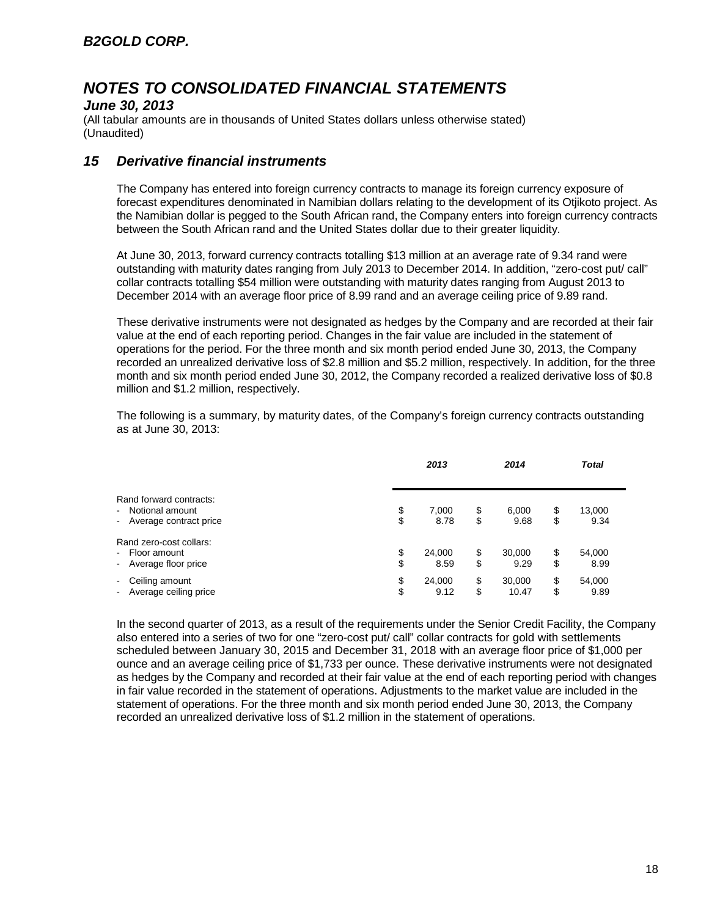***B2GOLD CORP.***

# *NOTES TO CONSOLIDATED FINANCIAL STATEMENTS*

***June 30, 2013***

(All tabular amounts are in thousands of United States dollars unless otherwise stated)
(Unaudited)

## *15 Derivative financial instruments*

The Company has entered into foreign currency contracts to manage its foreign currency exposure of forecast expenditures denominated in Namibian dollars relating to the development of its Otjikoto project. As the Namibian dollar is pegged to the South African rand, the Company enters into foreign currency contracts between the South African rand and the United States dollar due to their greater liquidity.

At June 30, 2013, forward currency contracts totalling $13 million at an average rate of 9.34 rand were outstanding with maturity dates ranging from July 2013 to December 2014. In addition, "zero-cost put/ call" collar contracts totalling $54 million were outstanding with maturity dates ranging from August 2013 to December 2014 with an average floor price of 8.99 rand and an average ceiling price of 9.89 rand.

These derivative instruments were not designated as hedges by the Company and are recorded at their fair value at the end of each reporting period. Changes in the fair value are included in the statement of operations for the period. For the three month and six month period ended June 30, 2013, the Company recorded an unrealized derivative loss of $2.8 million and $5.2 million, respectively. In addition, for the three month and six month period ended June 30, 2012, the Company recorded a realized derivative loss of $0.8 million and $1.2 million, respectively.

The following is a summary, by maturity dates, of the Company's foreign currency contracts outstanding as at June 30, 2013:

| | *2013* | *2014* | *Total* |
|---|---|---|---|
| Rand forward contracts: | | | |
| - Notional amount | $ 7,000 | $ 6,000 | $ 13,000 |
| - Average contract price | $ 8.78 | $ 9.68 | $ 9.34 |
| Rand zero-cost collars: | | | |
| - Floor amount | $ 24,000 | $ 30,000 | $ 54,000 |
| - Average floor price | $ 8.59 | $ 9.29 | $ 8.99 |
| - Ceiling amount | $ 24,000 | $ 30,000 | $ 54,000 |
| - Average ceiling price | $ 9.12 | $ 10.47 | $ 9.89 |

In the second quarter of 2013, as a result of the requirements under the Senior Credit Facility, the Company also entered into a series of two for one "zero-cost put/ call" collar contracts for gold with settlements scheduled between January 30, 2015 and December 31, 2018 with an average floor price of $1,000 per ounce and an average ceiling price of $1,733 per ounce. These derivative instruments were not designated as hedges by the Company and recorded at their fair value at the end of each reporting period with changes in fair value recorded in the statement of operations. Adjustments to the market value are included in the statement of operations. For the three month and six month period ended June 30, 2013, the Company recorded an unrealized derivative loss of $1.2 million in the statement of operations.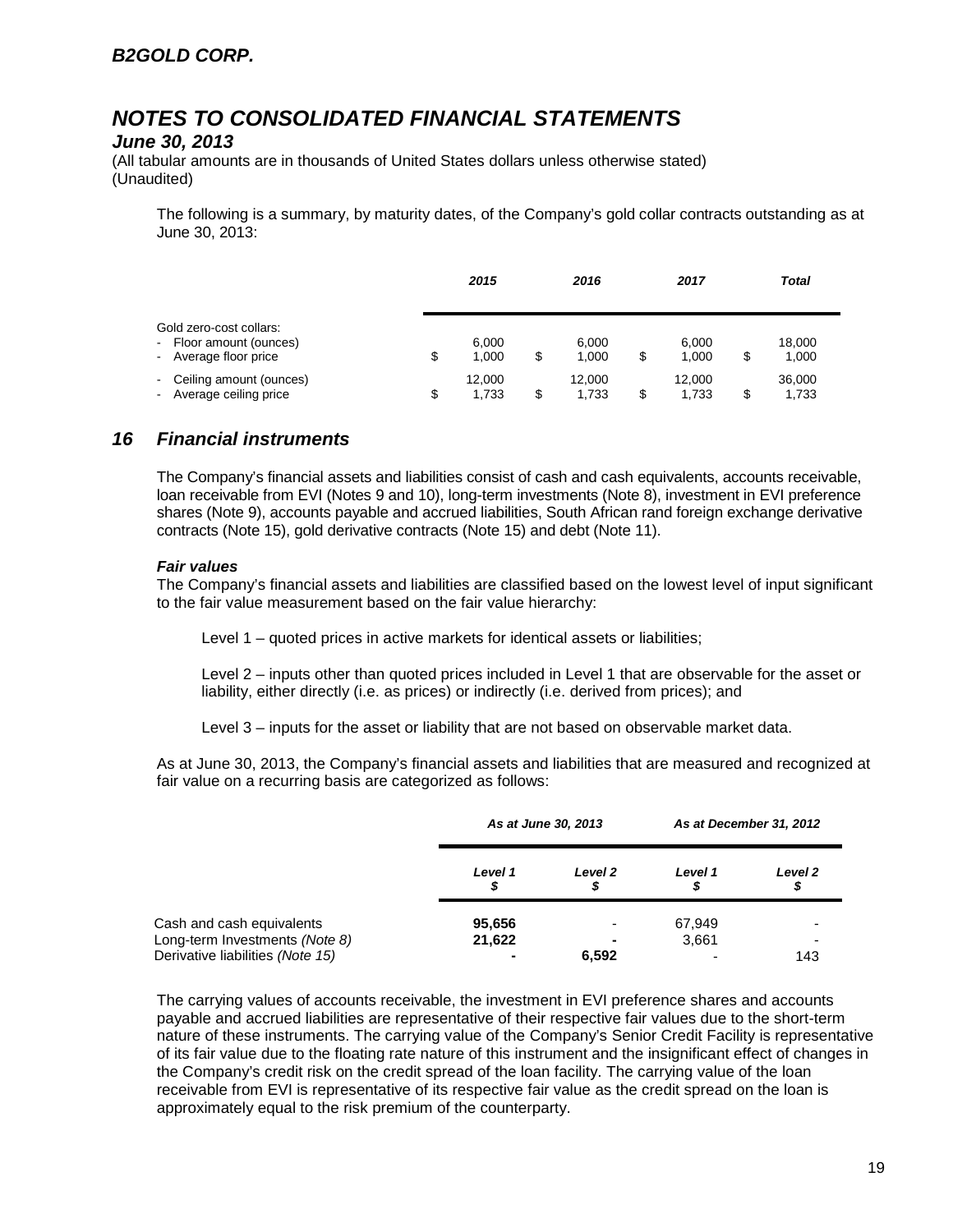The following is a summary, by maturity dates, of the Company's gold collar contracts outstanding as at June 30, 2013:

| | 2015 | 2016 | 2017 | Total |
|---|---|---|---|---|
| Gold zero-cost collars: | | | | |
| - Floor amount (ounces) | 6,000 | 6,000 | 6,000 | 18,000 |
| - Average floor price | $ 1,000 | $ 1,000 | $ 1,000 | $ 1,000 |
| - Ceiling amount (ounces) | 12,000 | 12,000 | 12,000 | 36,000 |
| - Average ceiling price | $ 1,733 | $ 1,733 | $ 1,733 | $ 1,733 |

## 16 Financial instruments

The Company's financial assets and liabilities consist of cash and cash equivalents, accounts receivable, loan receivable from EVI (Notes 9 and 10), long-term investments (Note 8), investment in EVI preference shares (Note 9), accounts payable and accrued liabilities, South African rand foreign exchange derivative contracts (Note 15), gold derivative contracts (Note 15) and debt (Note 11).

***Fair values***

The Company's financial assets and liabilities are classified based on the lowest level of input significant to the fair value measurement based on the fair value hierarchy:

Level 1 – quoted prices in active markets for identical assets or liabilities;

Level 2 – inputs other than quoted prices included in Level 1 that are observable for the asset or liability, either directly (i.e. as prices) or indirectly (i.e. derived from prices); and

Level 3 – inputs for the asset or liability that are not based on observable market data.

As at June 30, 2013, the Company's financial assets and liabilities that are measured and recognized at fair value on a recurring basis are categorized as follows:

| | As at June 30, 2013 | | As at December 31, 2012 | |
|---|---|---|---|---|
| | Level 1 $ | Level 2 $ | Level 1 $ | Level 2 $ |
| Cash and cash equivalents | **95,656** | - | 67,949 | - |
| Long-term Investments *(Note 8)* | **21,622** | **-** | 3,661 | - |
| Derivative liabilities *(Note 15)* | **-** | **6,592** | - | 143 |

The carrying values of accounts receivable, the investment in EVI preference shares and accounts payable and accrued liabilities are representative of their respective fair values due to the short-term nature of these instruments. The carrying value of the Company's Senior Credit Facility is representative of its fair value due to the floating rate nature of this instrument and the insignificant effect of changes in the Company's credit risk on the credit spread of the loan facility. The carrying value of the loan receivable from EVI is representative of its respective fair value as the credit spread on the loan is approximately equal to the risk premium of the counterparty.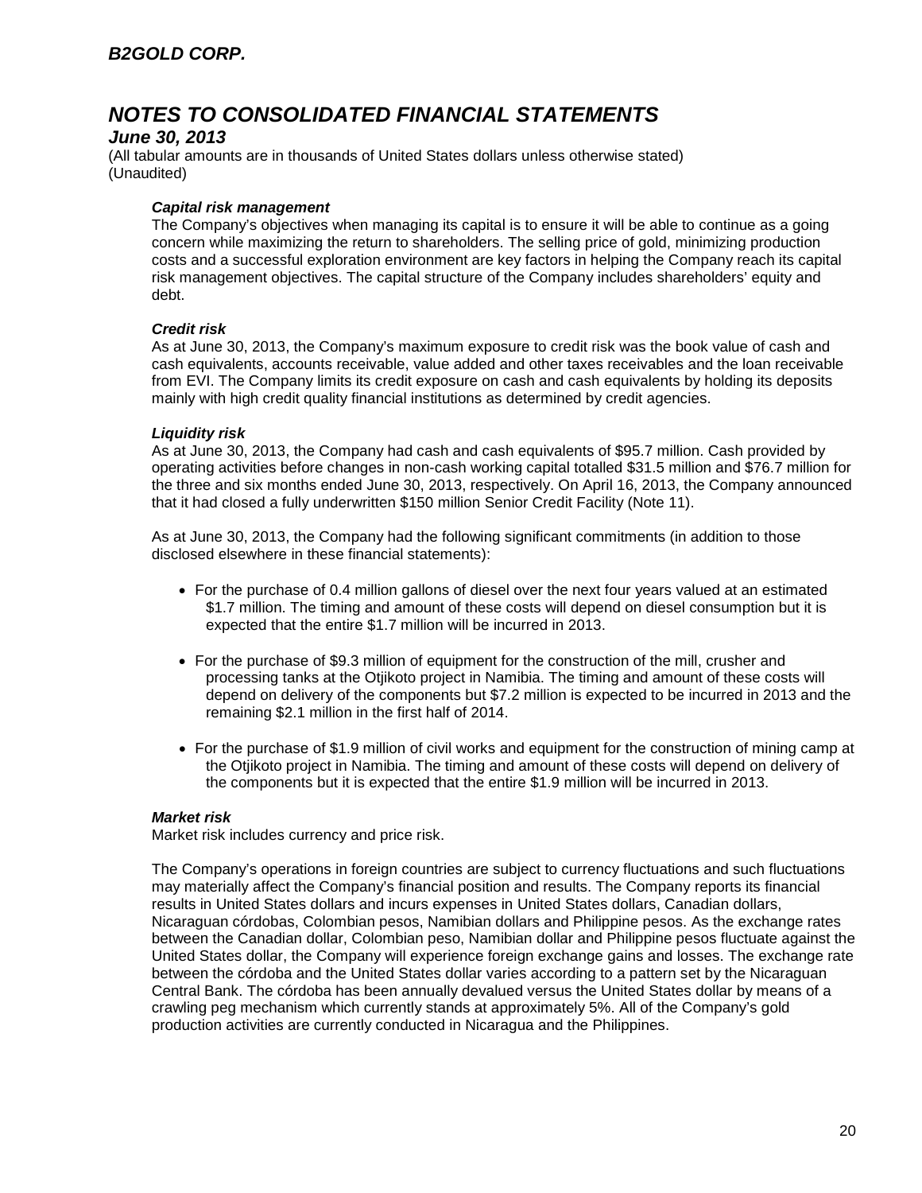# B2GOLD CORP.

## NOTES TO CONSOLIDATED FINANCIAL STATEMENTS

### June 30, 2013

(All tabular amounts are in thousands of United States dollars unless otherwise stated)
(Unaudited)

***Capital risk management***

The Company's objectives when managing its capital is to ensure it will be able to continue as a going concern while maximizing the return to shareholders. The selling price of gold, minimizing production costs and a successful exploration environment are key factors in helping the Company reach its capital risk management objectives. The capital structure of the Company includes shareholders' equity and debt.

***Credit risk***

As at June 30, 2013, the Company's maximum exposure to credit risk was the book value of cash and cash equivalents, accounts receivable, value added and other taxes receivables and the loan receivable from EVI. The Company limits its credit exposure on cash and cash equivalents by holding its deposits mainly with high credit quality financial institutions as determined by credit agencies.

***Liquidity risk***

As at June 30, 2013, the Company had cash and cash equivalents of $95.7 million. Cash provided by operating activities before changes in non-cash working capital totalled $31.5 million and $76.7 million for the three and six months ended June 30, 2013, respectively. On April 16, 2013, the Company announced that it had closed a fully underwritten $150 million Senior Credit Facility (Note 11).

As at June 30, 2013, the Company had the following significant commitments (in addition to those disclosed elsewhere in these financial statements):

- For the purchase of 0.4 million gallons of diesel over the next four years valued at an estimated $1.7 million. The timing and amount of these costs will depend on diesel consumption but it is expected that the entire $1.7 million will be incurred in 2013.

- For the purchase of $9.3 million of equipment for the construction of the mill, crusher and processing tanks at the Otjikoto project in Namibia. The timing and amount of these costs will depend on delivery of the components but $7.2 million is expected to be incurred in 2013 and the remaining $2.1 million in the first half of 2014.

- For the purchase of $1.9 million of civil works and equipment for the construction of mining camp at the Otjikoto project in Namibia. The timing and amount of these costs will depend on delivery of the components but it is expected that the entire $1.9 million will be incurred in 2013.

***Market risk***

Market risk includes currency and price risk.

The Company's operations in foreign countries are subject to currency fluctuations and such fluctuations may materially affect the Company's financial position and results. The Company reports its financial results in United States dollars and incurs expenses in United States dollars, Canadian dollars, Nicaraguan córdobas, Colombian pesos, Namibian dollars and Philippine pesos. As the exchange rates between the Canadian dollar, Colombian peso, Namibian dollar and Philippine pesos fluctuate against the United States dollar, the Company will experience foreign exchange gains and losses. The exchange rate between the córdoba and the United States dollar varies according to a pattern set by the Nicaraguan Central Bank. The córdoba has been annually devalued versus the United States dollar by means of a crawling peg mechanism which currently stands at approximately 5%. All of the Company's gold production activities are currently conducted in Nicaragua and the Philippines.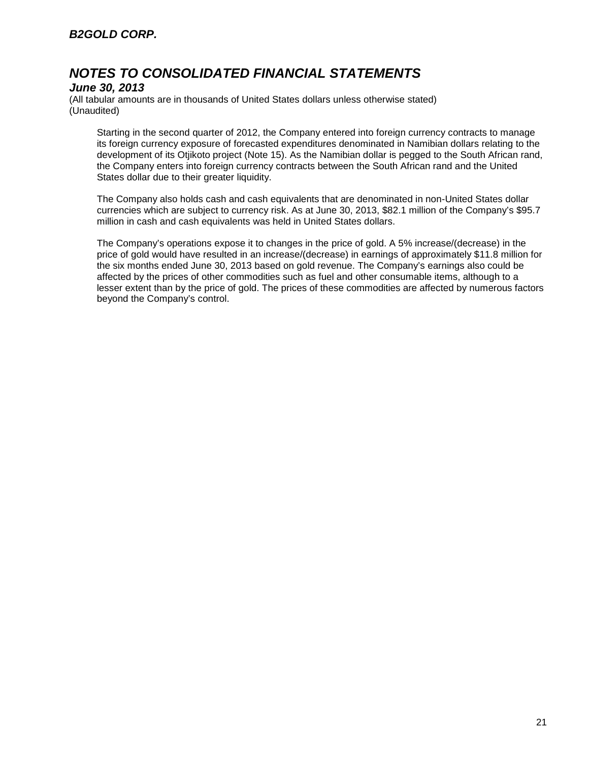Starting in the second quarter of 2012, the Company entered into foreign currency contracts to manage its foreign currency exposure of forecasted expenditures denominated in Namibian dollars relating to the development of its Otjikoto project (Note 15). As the Namibian dollar is pegged to the South African rand, the Company enters into foreign currency contracts between the South African rand and the United States dollar due to their greater liquidity.

The Company also holds cash and cash equivalents that are denominated in non-United States dollar currencies which are subject to currency risk. As at June 30, 2013, $82.1 million of the Company's $95.7 million in cash and cash equivalents was held in United States dollars.

The Company's operations expose it to changes in the price of gold. A 5% increase/(decrease) in the price of gold would have resulted in an increase/(decrease) in earnings of approximately $11.8 million for the six months ended June 30, 2013 based on gold revenue. The Company's earnings also could be affected by the prices of other commodities such as fuel and other consumable items, although to a lesser extent than by the price of gold. The prices of these commodities are affected by numerous factors beyond the Company's control.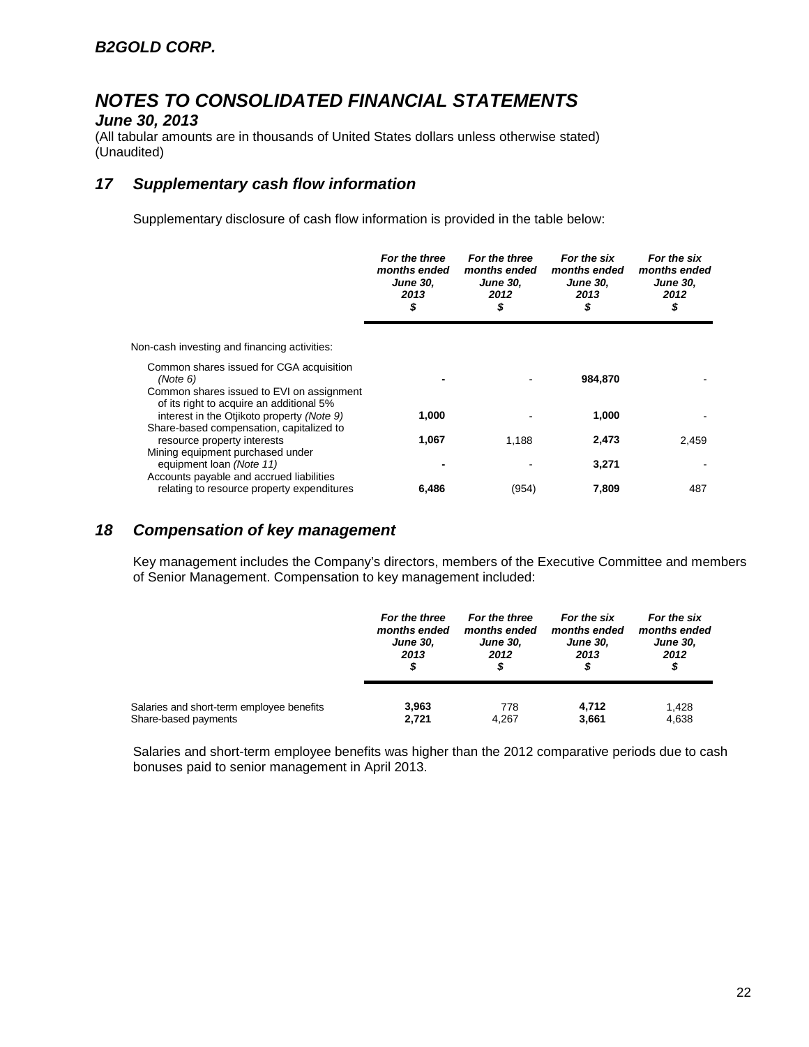## 17 Supplementary cash flow information

Supplementary disclosure of cash flow information is provided in the table below:

| | For the three months ended June 30, 2013 $ | For the three months ended June 30, 2012 $ | For the six months ended June 30, 2013 $ | For the six months ended June 30, 2012 $ |
|---|---|---|---|---|
| Non-cash investing and financing activities: | | | | |
| Common shares issued for CGA acquisition *(Note 6)* | **-** | - | **984,870** | - |
| Common shares issued to EVI on assignment of its right to acquire an additional 5% interest in the Otjikoto property *(Note 9)* | **1,000** | - | **1,000** | - |
| Share-based compensation, capitalized to resource property interests | **1,067** | 1,188 | **2,473** | 2,459 |
| Mining equipment purchased under equipment loan *(Note 11)* | **-** | - | **3,271** | - |
| Accounts payable and accrued liabilities relating to resource property expenditures | **6,486** | (954) | **7,809** | 487 |

## 18 Compensation of key management

Key management includes the Company's directors, members of the Executive Committee and members of Senior Management. Compensation to key management included:

| | For the three months ended June 30, 2013 $ | For the three months ended June 30, 2012 $ | For the six months ended June 30, 2013 $ | For the six months ended June 30, 2012 $ |
|---|---|---|---|---|
| Salaries and short-term employee benefits | **3,963** | 778 | **4,712** | 1,428 |
| Share-based payments | **2,721** | 4,267 | **3,661** | 4,638 |

Salaries and short-term employee benefits was higher than the 2012 comparative periods due to cash bonuses paid to senior management in April 2013.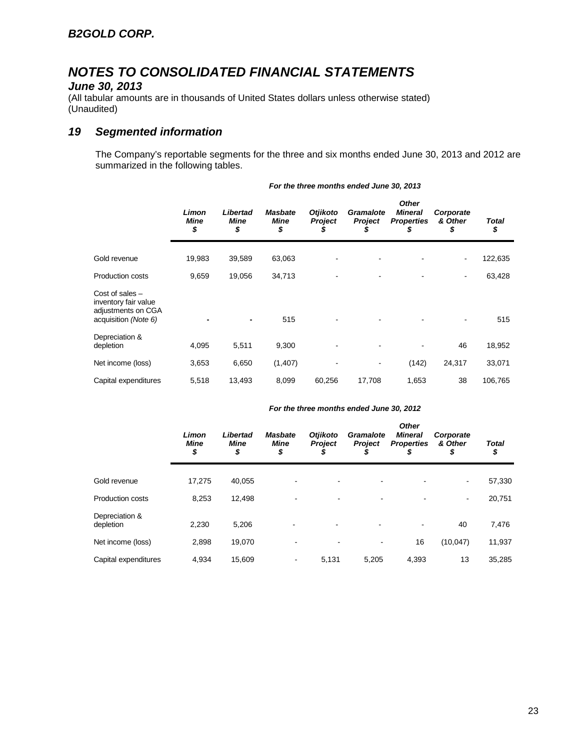# B2GOLD CORP.

# NOTES TO CONSOLIDATED FINANCIAL STATEMENTS

## June 30, 2013

(All tabular amounts are in thousands of United States dollars unless otherwise stated)
(Unaudited)

## 19 Segmented information

The Company's reportable segments for the three and six months ended June 30, 2013 and 2012 are summarized in the following tables.

***For the three months ended June 30, 2013***

| | *Limon Mine* $ | *Libertad Mine* $ | *Masbate Mine* $ | *Otjikoto Project* $ | *Gramalote Project* $ | *Other Mineral Properties* $ | *Corporate & Other* $ | *Total* $ |
|---|---|---|---|---|---|---|---|---|
| Gold revenue | 19,983 | 39,589 | 63,063 | - | - | - | - | 122,635 |
| Production costs | 9,659 | 19,056 | 34,713 | - | - | - | - | 63,428 |
| Cost of sales – inventory fair value adjustments on CGA acquisition *(Note 6)* | - | - | 515 | - | - | - | - | 515 |
| Depreciation & depletion | 4,095 | 5,511 | 9,300 | - | - | - | 46 | 18,952 |
| Net income (loss) | 3,653 | 6,650 | (1,407) | - | - | (142) | 24,317 | 33,071 |
| Capital expenditures | 5,518 | 13,493 | 8,099 | 60,256 | 17,708 | 1,653 | 38 | 106,765 |

***For the three months ended June 30, 2012***

| | *Limon Mine* $ | *Libertad Mine* $ | *Masbate Mine* $ | *Otjikoto Project* $ | *Gramalote Project* $ | *Other Mineral Properties* $ | *Corporate & Other* $ | *Total* $ |
|---|---|---|---|---|---|---|---|---|
| Gold revenue | 17,275 | 40,055 | - | - | - | - | - | 57,330 |
| Production costs | 8,253 | 12,498 | - | - | - | - | - | 20,751 |
| Depreciation & depletion | 2,230 | 5,206 | - | - | - | - | 40 | 7,476 |
| Net income (loss) | 2,898 | 19,070 | - | - | - | 16 | (10,047) | 11,937 |
| Capital expenditures | 4,934 | 15,609 | - | 5,131 | 5,205 | 4,393 | 13 | 35,285 |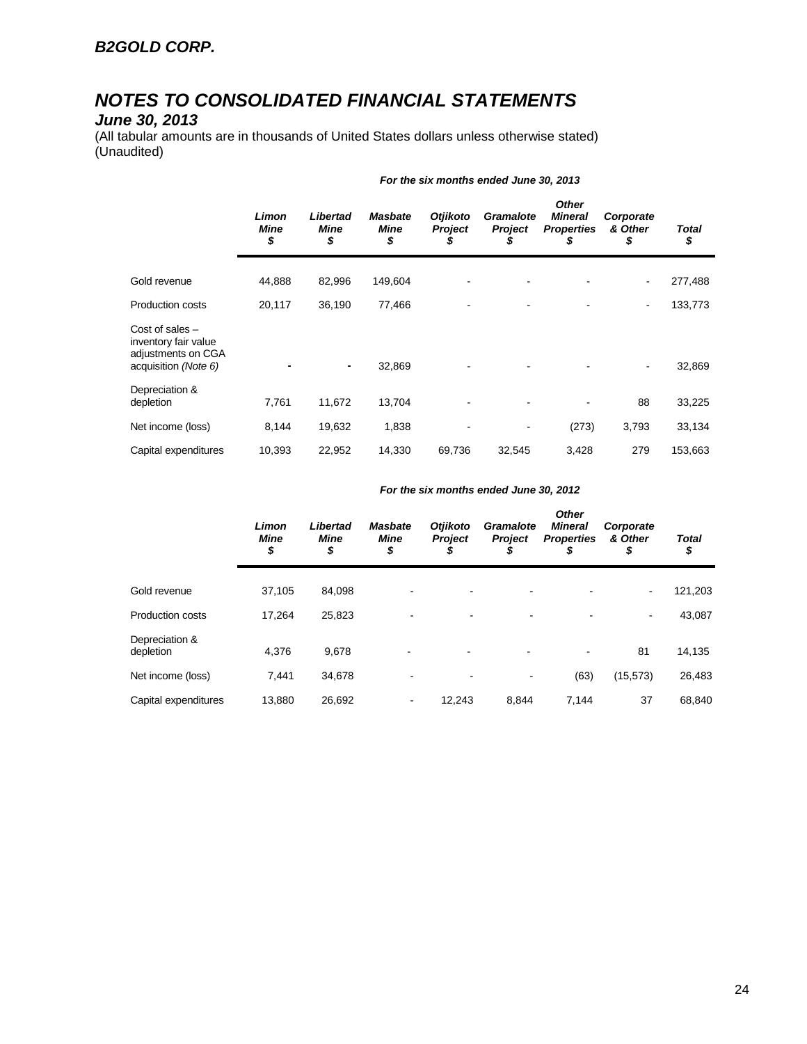## B2GOLD CORP.

# NOTES TO CONSOLIDATED FINANCIAL STATEMENTS

### *June 30, 2013*

(All tabular amounts are in thousands of United States dollars unless otherwise stated)
(Unaudited)

***For the six months ended June 30, 2013***

| | *Limon Mine $* | *Libertad Mine $* | *Masbate Mine $* | *Otjikoto Project $* | *Gramalote Project $* | *Other Mineral Properties $* | *Corporate & Other $* | *Total $* |
|---|---|---|---|---|---|---|---|---|
| Gold revenue | 44,888 | 82,996 | 149,604 | - | - | - | - | 277,488 |
| Production costs | 20,117 | 36,190 | 77,466 | - | - | - | - | 133,773 |
| Cost of sales – inventory fair value adjustments on CGA acquisition *(Note 6)* | - | - | 32,869 | - | - | - | - | 32,869 |
| Depreciation & depletion | 7,761 | 11,672 | 13,704 | - | - | - | 88 | 33,225 |
| Net income (loss) | 8,144 | 19,632 | 1,838 | - | - | (273) | 3,793 | 33,134 |
| Capital expenditures | 10,393 | 22,952 | 14,330 | 69,736 | 32,545 | 3,428 | 279 | 153,663 |

***For the six months ended June 30, 2012***

| | *Limon Mine $* | *Libertad Mine $* | *Masbate Mine $* | *Otjikoto Project $* | *Gramalote Project $* | *Other Mineral Properties $* | *Corporate & Other $* | *Total $* |
|---|---|---|---|---|---|---|---|---|
| Gold revenue | 37,105 | 84,098 | - | - | - | - | - | 121,203 |
| Production costs | 17,264 | 25,823 | - | - | - | - | - | 43,087 |
| Depreciation & depletion | 4,376 | 9,678 | - | - | - | - | 81 | 14,135 |
| Net income (loss) | 7,441 | 34,678 | - | - | - | (63) | (15,573) | 26,483 |
| Capital expenditures | 13,880 | 26,692 | - | 12,243 | 8,844 | 7,144 | 37 | 68,840 |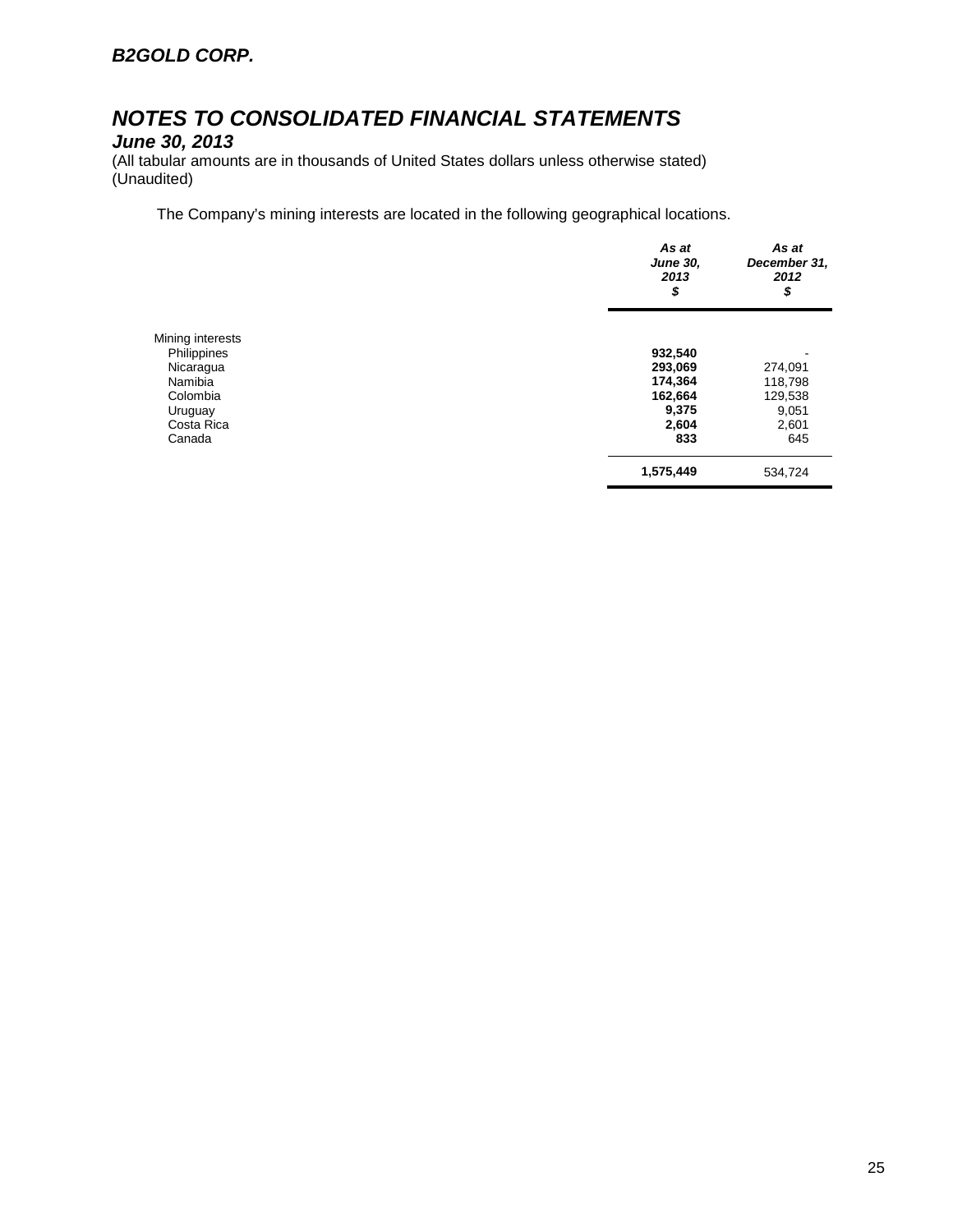**_B2GOLD CORP._**

# _NOTES TO CONSOLIDATED FINANCIAL STATEMENTS_

**_June 30, 2013_**

(All tabular amounts are in thousands of United States dollars unless otherwise stated)
(Unaudited)

The Company's mining interests are located in the following geographical locations.

| | _As at June 30, 2013 $_ | _As at December 31, 2012 $_ |
|---|---|---|
| Mining interests | | |
| Philippines | **932,540** | - |
| Nicaragua | **293,069** | 274,091 |
| Namibia | **174,364** | 118,798 |
| Colombia | **162,664** | 129,538 |
| Uruguay | **9,375** | 9,051 |
| Costa Rica | **2,604** | 2,601 |
| Canada | **833** | 645 |
| | **1,575,449** | 534,724 |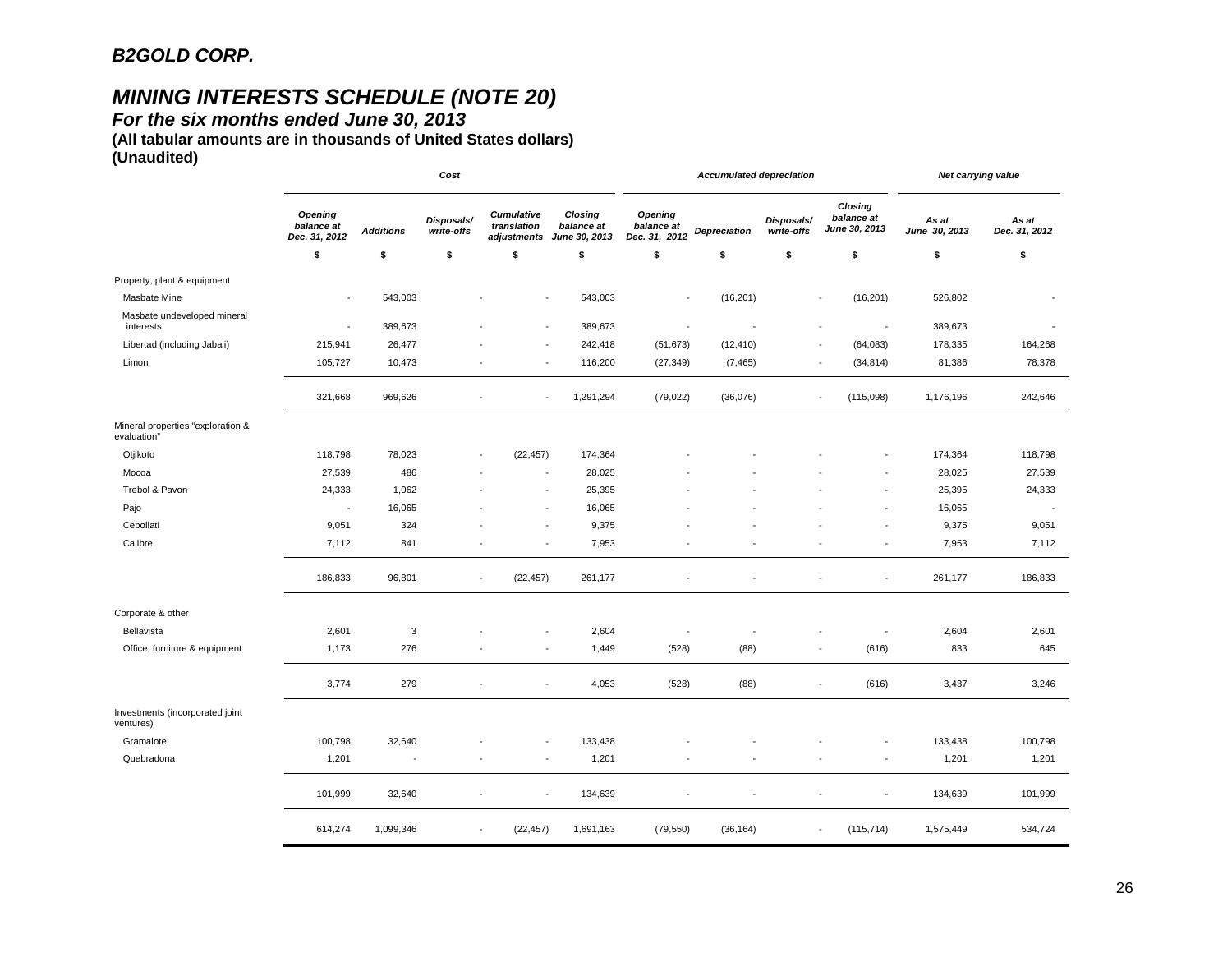**B2GOLD CORP.**

## *MINING INTERESTS SCHEDULE (NOTE 20)*

### *For the six months ended June 30, 2013*

**(All tabular amounts are in thousands of United States dollars)**
**(Unaudited)**

| | *Cost* | | | | | *Accumulated depreciation* | | | | *Net carrying value* | |
|---|---|---|---|---|---|---|---|---|---|---|---|
| | *Opening balance at Dec. 31, 2012* | *Additions* | *Disposals/ write-offs* | *Cumulative translation adjustments* | *Closing balance at June 30, 2013* | *Opening balance at Dec. 31, 2012* | *Depreciation* | *Disposals/ write-offs* | *Closing balance at June 30, 2013* | *As at June 30, 2013* | *As at Dec. 31, 2012* |
| | $ | $ | $ | $ | $ | $ | $ | $ | $ | $ | $ |
| Property, plant & equipment | | | | | | | | | | | |
| Masbate Mine | - | 543,003 | - | - | 543,003 | - | (16,201) | - | (16,201) | 526,802 | - |
| Masbate undeveloped mineral interests | - | 389,673 | - | - | 389,673 | - | - | - | - | 389,673 | - |
| Libertad (including Jabali) | 215,941 | 26,477 | - | - | 242,418 | (51,673) | (12,410) | - | (64,083) | 178,335 | 164,268 |
| Limon | 105,727 | 10,473 | - | - | 116,200 | (27,349) | (7,465) | - | (34,814) | 81,386 | 78,378 |
| | 321,668 | 969,626 | - | - | 1,291,294 | (79,022) | (36,076) | - | (115,098) | 1,176,196 | 242,646 |
| Mineral properties "exploration & evaluation" | | | | | | | | | | | |
| Otjikoto | 118,798 | 78,023 | - | (22,457) | 174,364 | - | - | - | - | 174,364 | 118,798 |
| Mocoa | 27,539 | 486 | - | - | 28,025 | - | - | - | - | 28,025 | 27,539 |
| Trebol & Pavon | 24,333 | 1,062 | - | - | 25,395 | - | - | - | - | 25,395 | 24,333 |
| Pajo | - | 16,065 | - | - | 16,065 | - | - | - | - | 16,065 | - |
| Cebollati | 9,051 | 324 | - | - | 9,375 | - | - | - | - | 9,375 | 9,051 |
| Calibre | 7,112 | 841 | - | - | 7,953 | - | - | - | - | 7,953 | 7,112 |
| | 186,833 | 96,801 | - | (22,457) | 261,177 | - | - | - | - | 261,177 | 186,833 |
| Corporate & other | | | | | | | | | | | |
| Bellavista | 2,601 | 3 | - | - | 2,604 | - | - | - | - | 2,604 | 2,601 |
| Office, furniture & equipment | 1,173 | 276 | - | - | 1,449 | (528) | (88) | - | (616) | 833 | 645 |
| | 3,774 | 279 | - | - | 4,053 | (528) | (88) | - | (616) | 3,437 | 3,246 |
| Investments (incorporated joint ventures) | | | | | | | | | | | |
| Gramalote | 100,798 | 32,640 | - | - | 133,438 | - | - | - | - | 133,438 | 100,798 |
| Quebradona | 1,201 | - | - | - | 1,201 | - | - | - | - | 1,201 | 1,201 |
| | 101,999 | 32,640 | - | - | 134,639 | - | - | - | - | 134,639 | 101,999 |
| | 614,274 | 1,099,346 | - | (22,457) | 1,691,163 | (79,550) | (36,164) | - | (115,714) | 1,575,449 | 534,724 |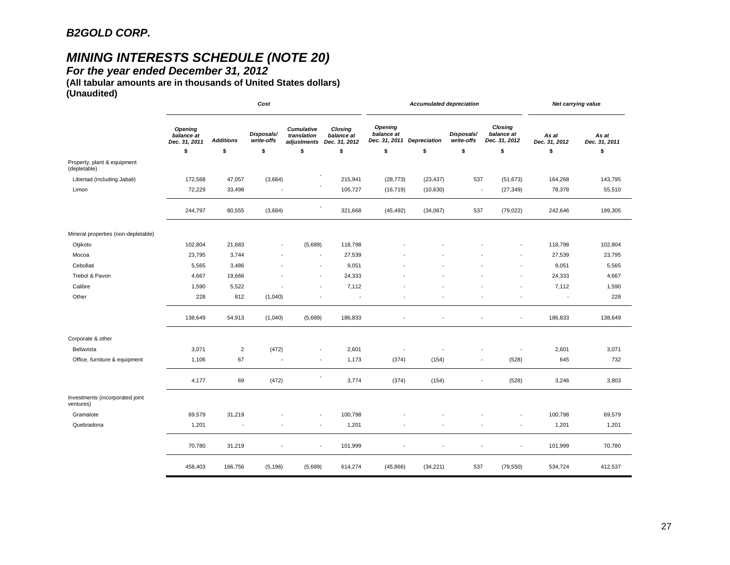***B2GOLD CORP.***

## *MINING INTERESTS SCHEDULE (NOTE 20)*

### *For the year ended December 31, 2012*

**(All tabular amounts are in thousands of United States dollars)**
**(Unaudited)**

| | *Cost* | | | | | *Accumulated depreciation* | | | | *Net carrying value* | |
|---|---|---|---|---|---|---|---|---|---|---|---|
| | *Opening balance at Dec. 31, 2011* | *Additions* | *Disposals/ write-offs* | *Cumulative translation adjustments* | *Closing balance at Dec. 31, 2012* | *Opening balance at Dec. 31, 2011* | *Depreciation* | *Disposals/ write-offs* | *Closing balance at Dec. 31, 2012* | *As at Dec. 31, 2012* | *As at Dec. 31, 2011* |
| | $ | $ | $ | $ | $ | $ | $ | $ | $ | $ | $ |
| Property, plant & equipment (depletable) | | | | | | | | | | | |
| Libertad (including Jabali) | 172,568 | 47,057 | (3,684) | - | 215,941 | (28,773) | (23,437) | 537 | (51,673) | 164,268 | 143,795 |
| Limon | 72,229 | 33,498 | - | - | 105,727 | (16,719) | (10,630) | - | (27,349) | 78,378 | 55,510 |
| | 244,797 | 80,555 | (3,684) | - | 321,668 | (45,492) | (34,067) | 537 | (79,022) | 242,646 | 199,305 |
| Mineral properties (non-depletable) | | | | | | | | | | | |
| Otjikoto | 102,804 | 21,683 | - | (5,689) | 118,798 | - | - | - | - | 118,798 | 102,804 |
| Mocoa | 23,795 | 3,744 | - | - | 27,539 | - | - | - | - | 27,539 | 23,795 |
| Cebollati | 5,565 | 3,486 | - | - | 9,051 | - | - | - | - | 9,051 | 5,565 |
| Trebol & Pavon | 4,667 | 19,666 | - | - | 24,333 | - | - | - | - | 24,333 | 4,667 |
| Calibre | 1,590 | 5,522 | - | - | 7,112 | - | - | - | - | 7,112 | 1,590 |
| Other | 228 | 812 | (1,040) | - | - | - | - | - | - | - | 228 |
| | 138,649 | 54,913 | (1,040) | (5,689) | 186,833 | - | - | - | - | 186,833 | 138,649 |
| Corporate & other | | | | | | | | | | | |
| Bellavista | 3,071 | 2 | (472) | - | 2,601 | - | - | - | - | 2,601 | 3,071 |
| Office, furniture & equipment | 1,106 | 67 | - | - | 1,173 | (374) | (154) | - | (528) | 645 | 732 |
| | 4,177 | 69 | (472) | - | 3,774 | (374) | (154) | - | (528) | 3,246 | 3,803 |
| Investments (incorporated joint ventures) | | | | | | | | | | | |
| Gramalote | 69,579 | 31,219 | - | - | 100,798 | - | - | - | - | 100,798 | 69,579 |
| Quebradona | 1,201 | - | - | - | 1,201 | - | - | - | - | 1,201 | 1,201 |
| | 70,780 | 31,219 | - | - | 101,999 | - | - | - | - | 101,999 | 70,780 |
| | 458,403 | 166,756 | (5,196) | (5,689) | 614,274 | (45,866) | (34,221) | 537 | (79,550) | 534,724 | 412,537 |